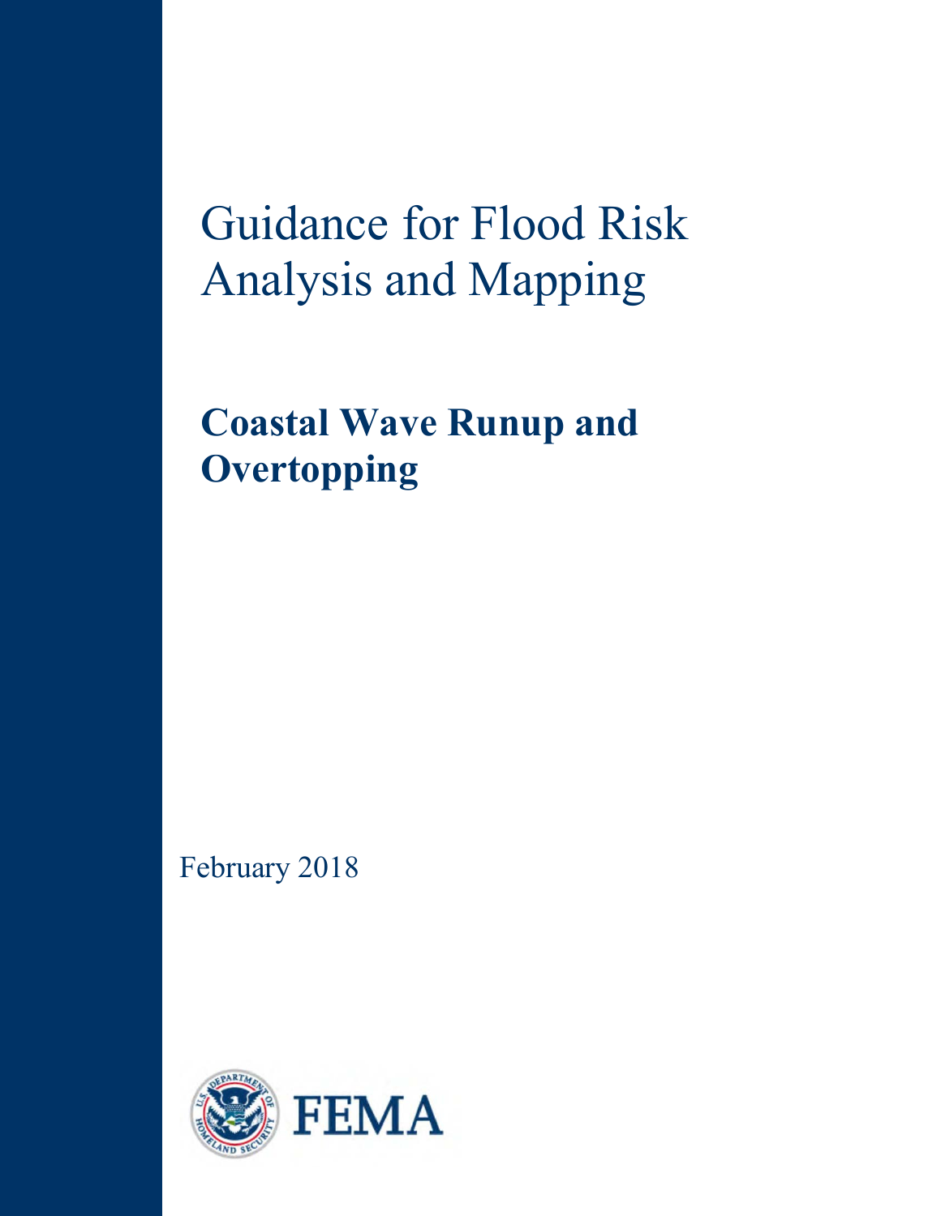# Guidance for Flood Risk Analysis and Mapping

## Coastal Wave Runup and Overtopping

February 2018

FEMA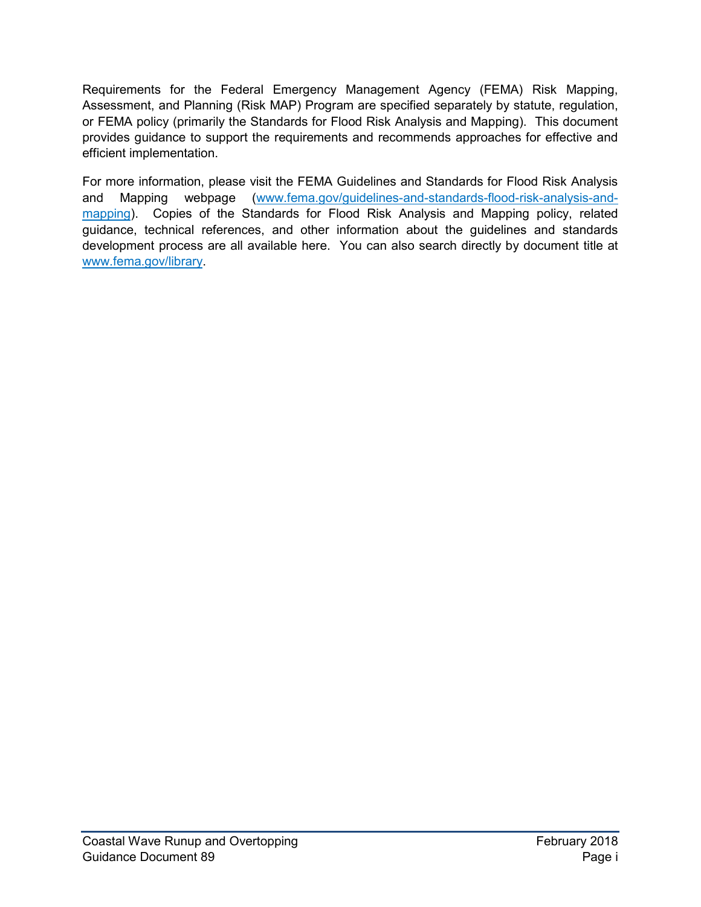Requirements for the Federal Emergency Management Agency (FEMA) Risk Mapping, Assessment, and Planning (Risk MAP) Program are specified separately by statute, regulation, or FEMA policy (primarily the Standards for Flood Risk Analysis and Mapping). This document provides guidance to support the requirements and recommends approaches for effective and efficient implementation.

For more information, please visit the FEMA Guidelines and Standards for Flood Risk Analysis and Mapping webpage (www.fema.gov/guidelines-and-standards-flood-risk-analysis-and-mapping). Copies of the Standards for Flood Risk Analysis and Mapping policy, related guidance, technical references, and other information about the guidelines and standards development process are all available here. You can also search directly by document title at www.fema.gov/library.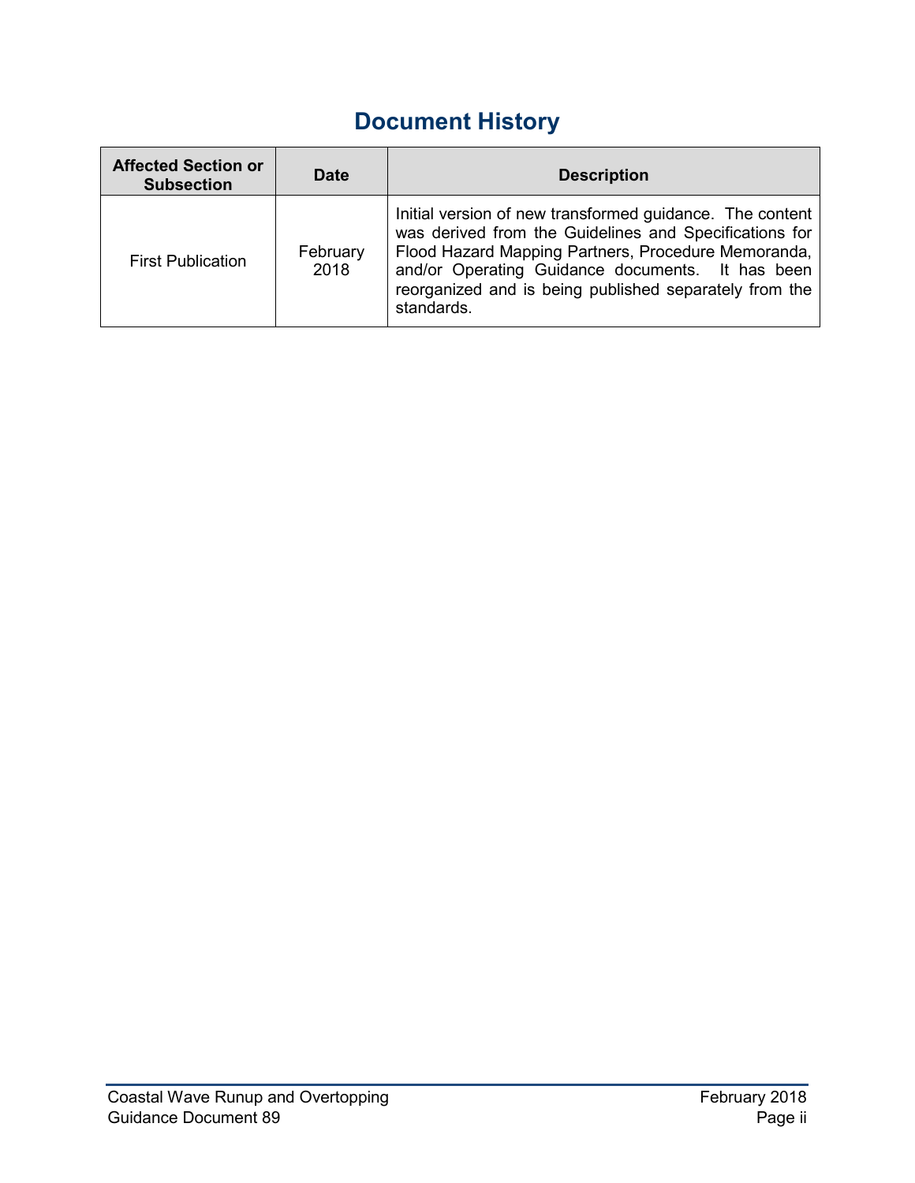# Document History

| Affected Section or Subsection | Date | Description |
| --- | --- | --- |
| First Publication | February 2018 | Initial version of new transformed guidance. The content was derived from the Guidelines and Specifications for Flood Hazard Mapping Partners, Procedure Memoranda, and/or Operating Guidance documents. It has been reorganized and is being published separately from the standards. |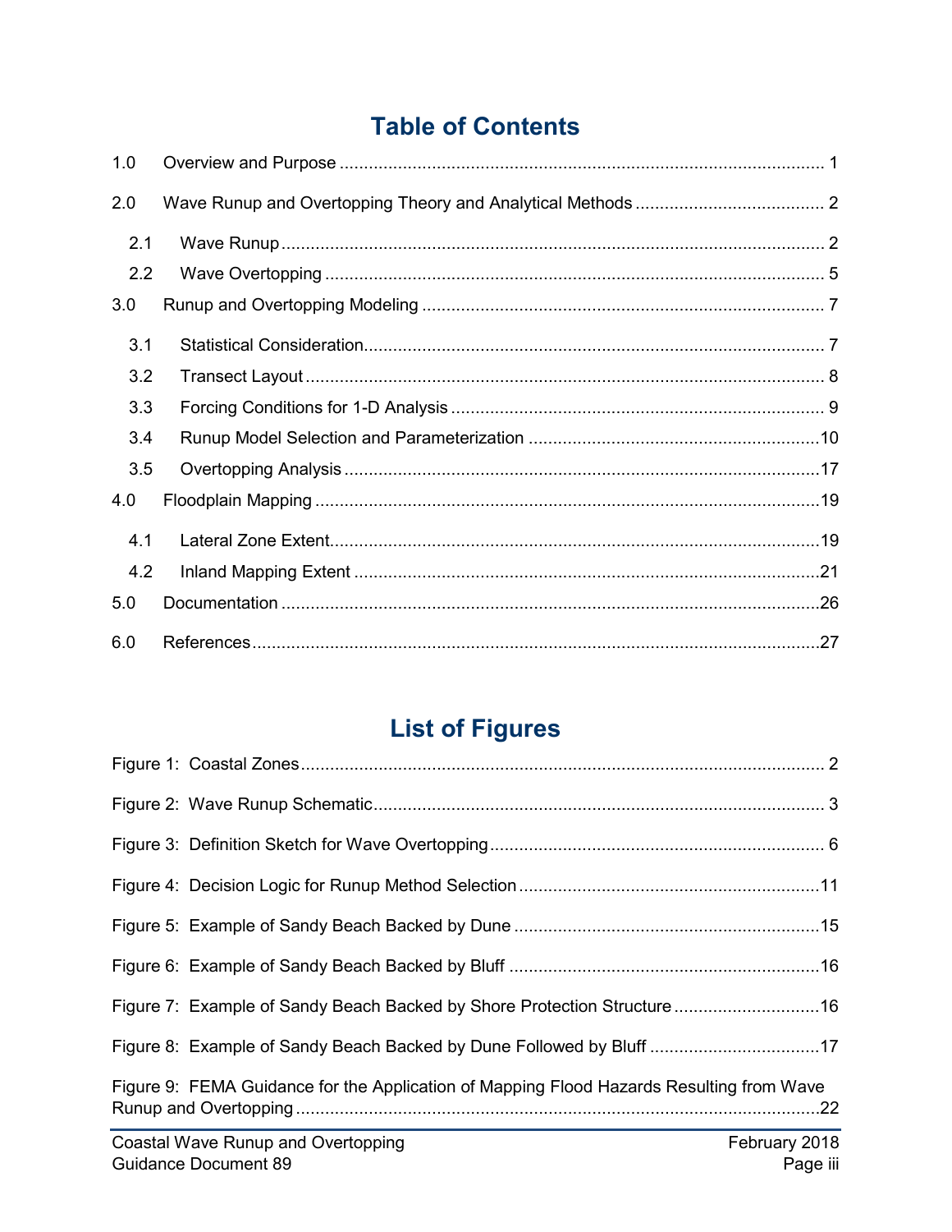# Table of Contents

1.0 Overview and Purpose ........................................................................................................ 1

2.0 Wave Runup and Overtopping Theory and Analytical Methods ....................................... 2

2.1 Wave Runup ................................................................................................................ 2

2.2 Wave Overtopping ...................................................................................................... 5

3.0 Runup and Overtopping Modeling ................................................................................... 7

3.1 Statistical Consideration.............................................................................................. 7

3.2 Transect Layout .......................................................................................................... 8

3.3 Forcing Conditions for 1-D Analysis ............................................................................. 9

3.4 Runup Model Selection and Parameterization ............................................................10

3.5 Overtopping Analysis ..................................................................................................17

4.0 Floodplain Mapping ........................................................................................................19

4.1 Lateral Zone Extent.....................................................................................................19

4.2 Inland Mapping Extent ................................................................................................21

5.0 Documentation ...............................................................................................................26

6.0 References.....................................................................................................................27

# List of Figures

Figure 1: Coastal Zones............................................................................................................ 2

Figure 2: Wave Runup Schematic............................................................................................. 3

Figure 3: Definition Sketch for Wave Overtopping ..................................................................... 6

Figure 4: Decision Logic for Runup Method Selection .............................................................11

Figure 5: Example of Sandy Beach Backed by Dune ...............................................................15

Figure 6: Example of Sandy Beach Backed by Bluff ................................................................16

Figure 7: Example of Sandy Beach Backed by Shore Protection Structure ..............................16

Figure 8: Example of Sandy Beach Backed by Dune Followed by Bluff ...................................17

Figure 9: FEMA Guidance for the Application of Mapping Flood Hazards Resulting from Wave Runup and Overtopping ............................................................................................................22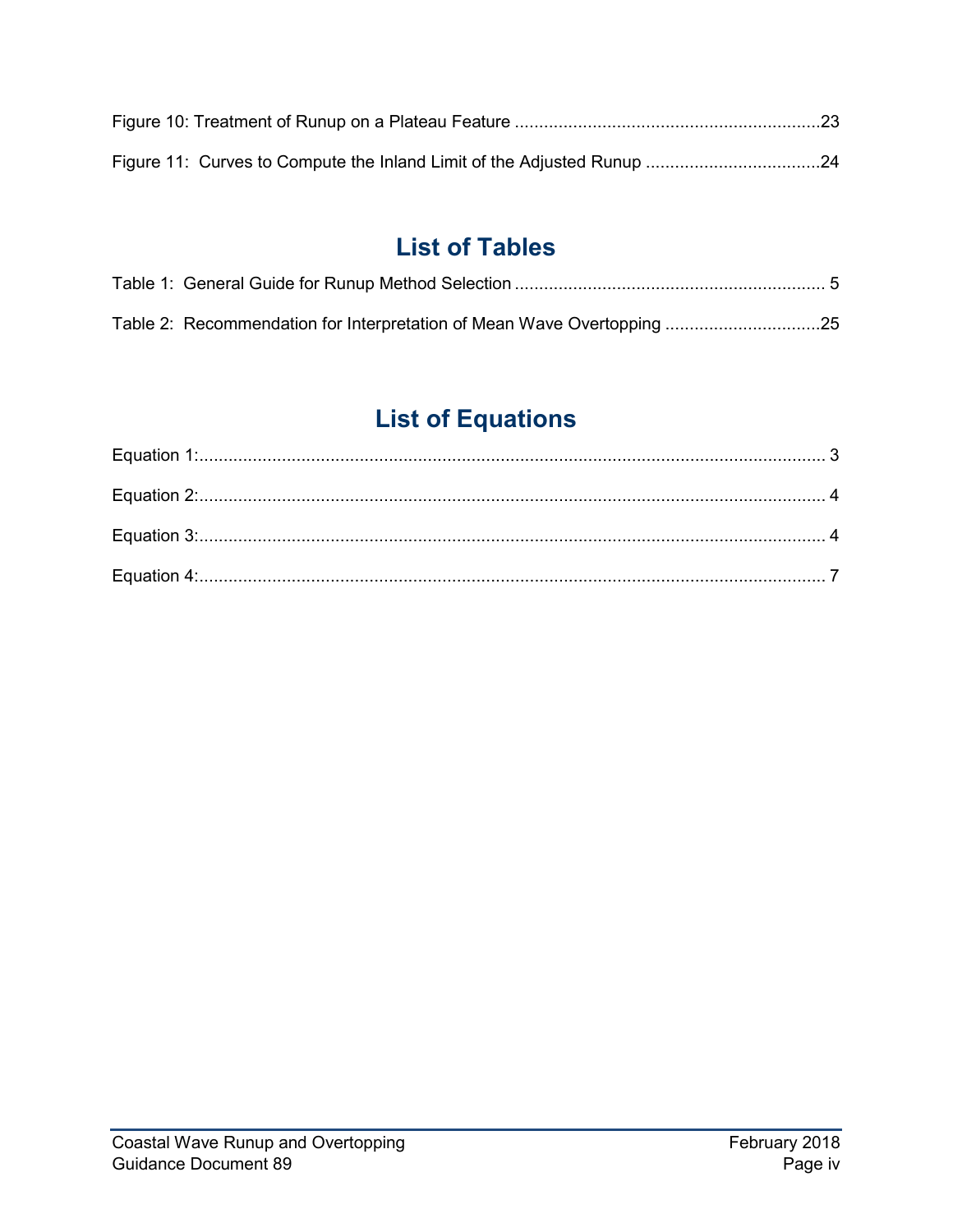Figure 10: Treatment of Runup on a Plateau Feature ............................................................... 23

Figure 11: Curves to Compute the Inland Limit of the Adjusted Runup .................................... 24

## List of Tables

Table 1: General Guide for Runup Method Selection ................................................................ 5

Table 2: Recommendation for Interpretation of Mean Wave Overtopping ................................ 25

## List of Equations

Equation 1: ................................................................................................................. 3

Equation 2: ................................................................................................................. 4

Equation 3: ................................................................................................................. 4

Equation 4: ................................................................................................................. 7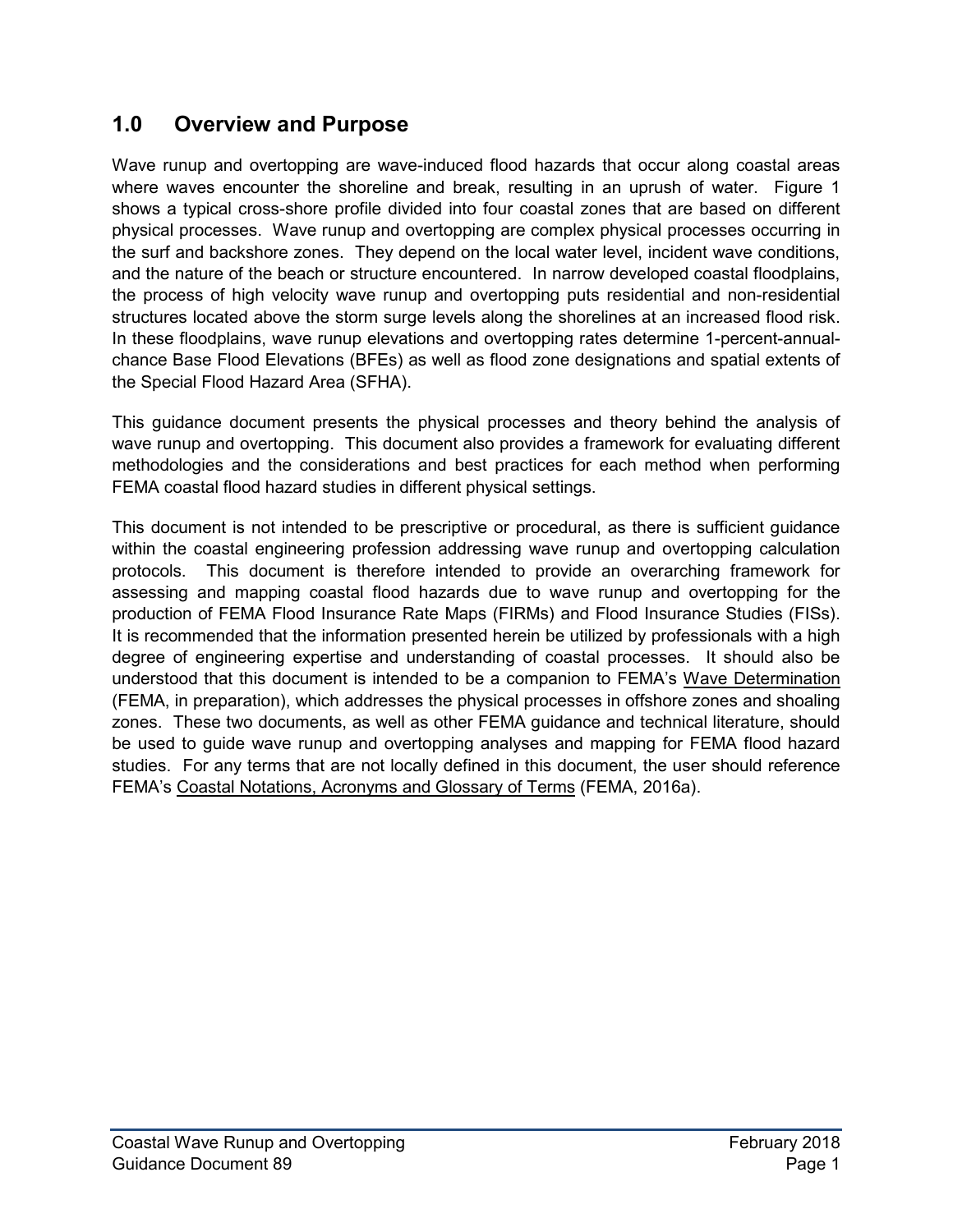## 1.0 Overview and Purpose

Wave runup and overtopping are wave-induced flood hazards that occur along coastal areas where waves encounter the shoreline and break, resulting in an uprush of water. Figure 1 shows a typical cross-shore profile divided into four coastal zones that are based on different physical processes. Wave runup and overtopping are complex physical processes occurring in the surf and backshore zones. They depend on the local water level, incident wave conditions, and the nature of the beach or structure encountered. In narrow developed coastal floodplains, the process of high velocity wave runup and overtopping puts residential and non-residential structures located above the storm surge levels along the shorelines at an increased flood risk. In these floodplains, wave runup elevations and overtopping rates determine 1-percent-annual-chance Base Flood Elevations (BFEs) as well as flood zone designations and spatial extents of the Special Flood Hazard Area (SFHA).

This guidance document presents the physical processes and theory behind the analysis of wave runup and overtopping. This document also provides a framework for evaluating different methodologies and the considerations and best practices for each method when performing FEMA coastal flood hazard studies in different physical settings.

This document is not intended to be prescriptive or procedural, as there is sufficient guidance within the coastal engineering profession addressing wave runup and overtopping calculation protocols. This document is therefore intended to provide an overarching framework for assessing and mapping coastal flood hazards due to wave runup and overtopping for the production of FEMA Flood Insurance Rate Maps (FIRMs) and Flood Insurance Studies (FISs). It is recommended that the information presented herein be utilized by professionals with a high degree of engineering expertise and understanding of coastal processes. It should also be understood that this document is intended to be a companion to FEMA's Wave Determination (FEMA, in preparation), which addresses the physical processes in offshore zones and shoaling zones. These two documents, as well as other FEMA guidance and technical literature, should be used to guide wave runup and overtopping analyses and mapping for FEMA flood hazard studies. For any terms that are not locally defined in this document, the user should reference FEMA's Coastal Notations, Acronyms and Glossary of Terms (FEMA, 2016a).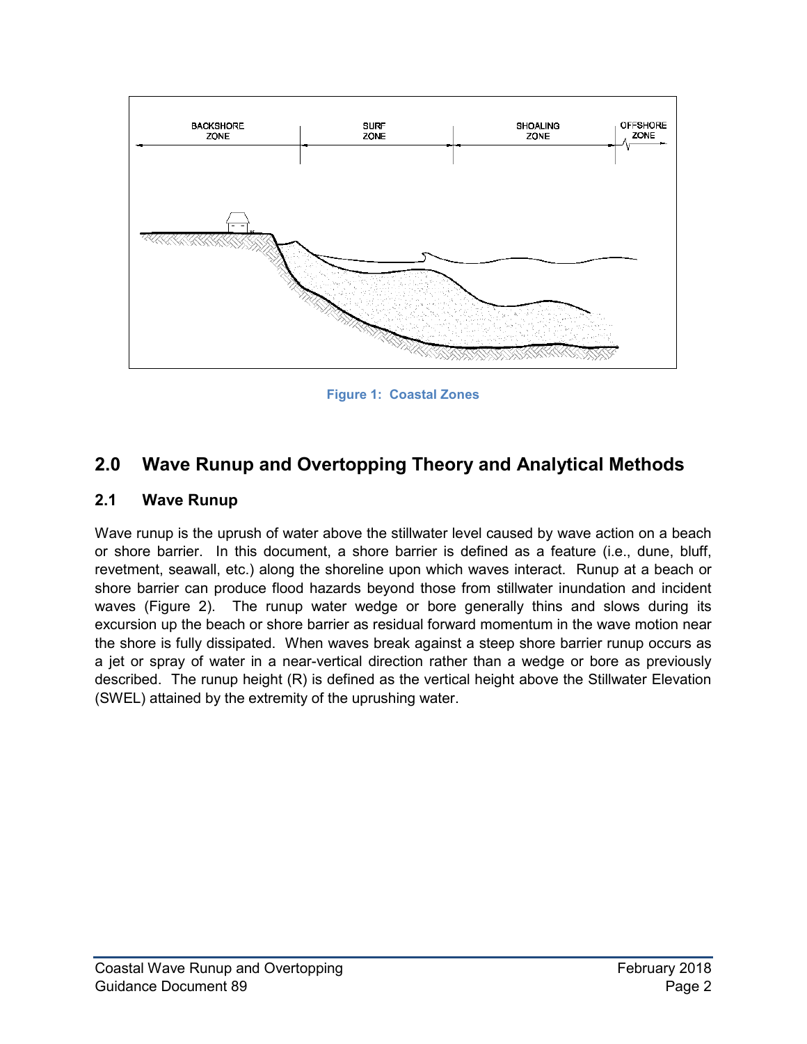Figure 1: Coastal Zones

## 2.0 Wave Runup and Overtopping Theory and Analytical Methods

### 2.1 Wave Runup

Wave runup is the uprush of water above the stillwater level caused by wave action on a beach or shore barrier. In this document, a shore barrier is defined as a feature (i.e., dune, bluff, revetment, seawall, etc.) along the shoreline upon which waves interact. Runup at a beach or shore barrier can produce flood hazards beyond those from stillwater inundation and incident waves (Figure 2). The runup water wedge or bore generally thins and slows during its excursion up the beach or shore barrier as residual forward momentum in the wave motion near the shore is fully dissipated. When waves break against a steep shore barrier runup occurs as a jet or spray of water in a near-vertical direction rather than a wedge or bore as previously described. The runup height (R) is defined as the vertical height above the Stillwater Elevation (SWEL) attained by the extremity of the uprushing water.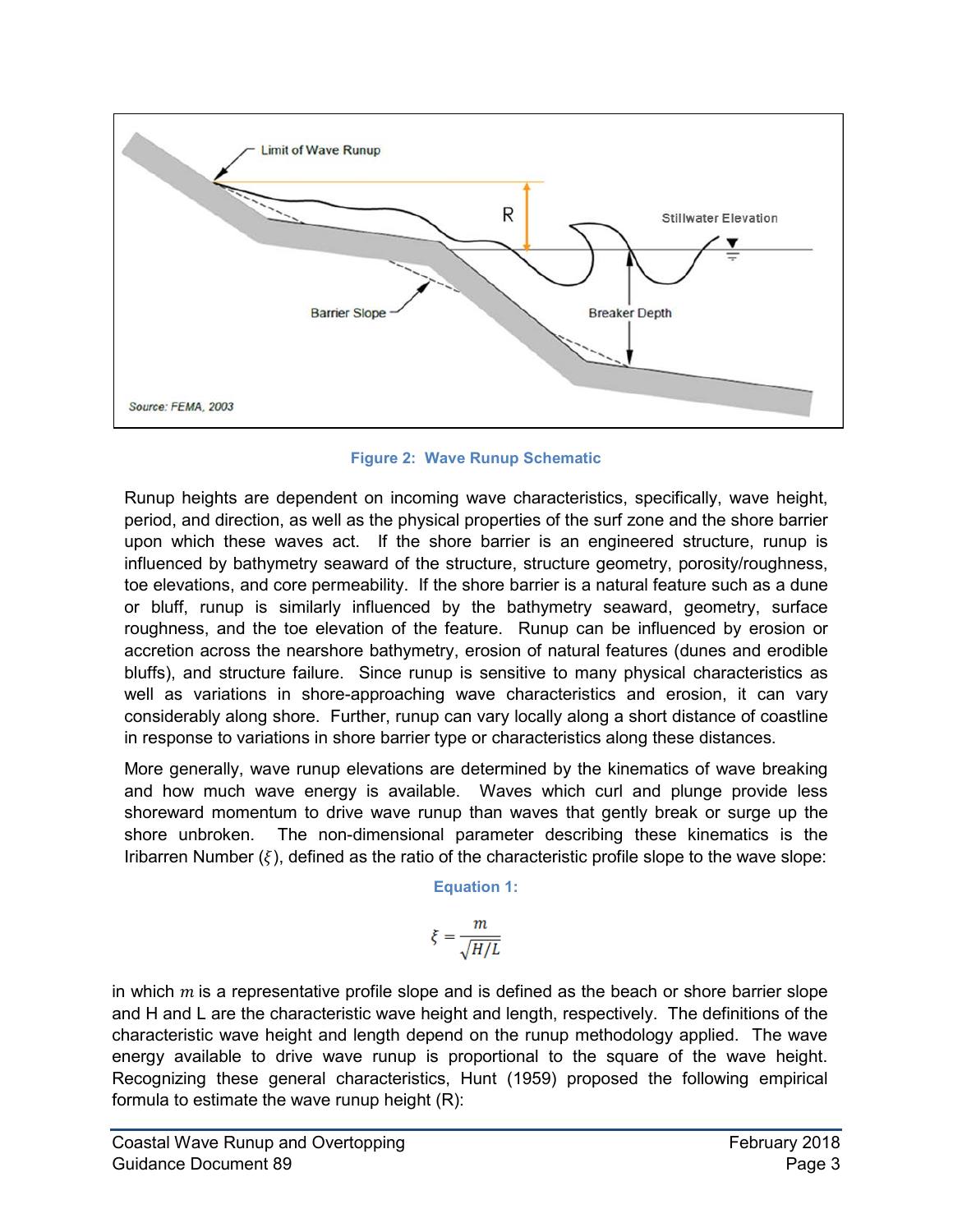Figure 2: Wave Runup Schematic

Runup heights are dependent on incoming wave characteristics, specifically, wave height, period, and direction, as well as the physical properties of the surf zone and the shore barrier upon which these waves act. If the shore barrier is an engineered structure, runup is influenced by bathymetry seaward of the structure, structure geometry, porosity/roughness, toe elevations, and core permeability. If the shore barrier is a natural feature such as a dune or bluff, runup is similarly influenced by the bathymetry seaward, geometry, surface roughness, and the toe elevation of the feature. Runup can be influenced by erosion or accretion across the nearshore bathymetry, erosion of natural features (dunes and erodible bluffs), and structure failure. Since runup is sensitive to many physical characteristics as well as variations in shore-approaching wave characteristics and erosion, it can vary considerably along shore. Further, runup can vary locally along a short distance of coastline in response to variations in shore barrier type or characteristics along these distances.

More generally, wave runup elevations are determined by the kinematics of wave breaking and how much wave energy is available. Waves which curl and plunge provide less shoreward momentum to drive wave runup than waves that gently break or surge up the shore unbroken. The non-dimensional parameter describing these kinematics is the Iribarren Number ($\xi$), defined as the ratio of the characteristic profile slope to the wave slope:

**Equation 1:**

$$\xi = \frac{m}{\sqrt{H/L}}$$

in which $m$ is a representative profile slope and is defined as the beach or shore barrier slope and H and L are the characteristic wave height and length, respectively. The definitions of the characteristic wave height and length depend on the runup methodology applied. The wave energy available to drive wave runup is proportional to the square of the wave height. Recognizing these general characteristics, Hunt (1959) proposed the following empirical formula to estimate the wave runup height (R):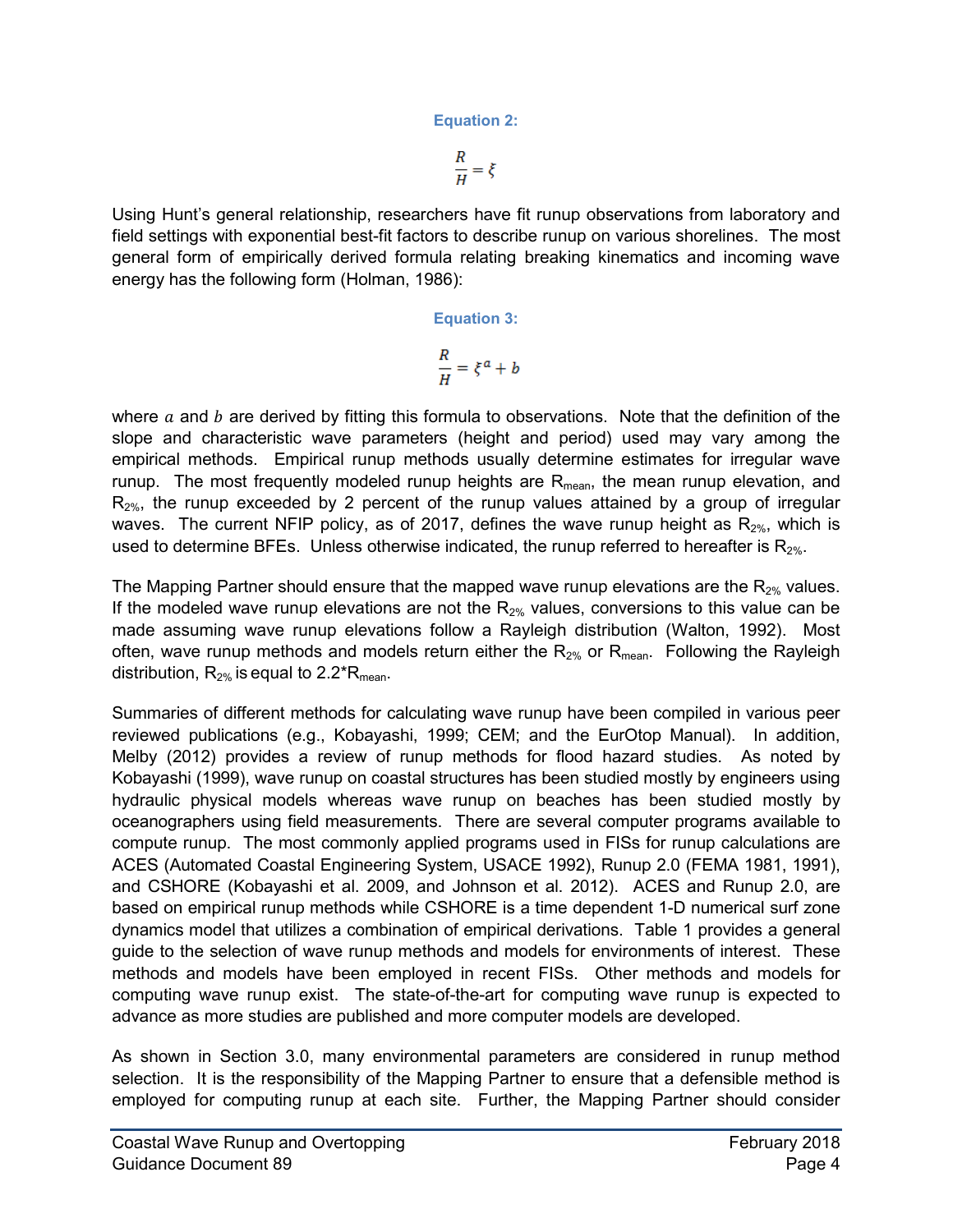**Equation 2:**

$$\frac{R}{H} = \xi$$

Using Hunt's general relationship, researchers have fit runup observations from laboratory and field settings with exponential best-fit factors to describe runup on various shorelines. The most general form of empirically derived formula relating breaking kinematics and incoming wave energy has the following form (Holman, 1986):

**Equation 3:**

$$\frac{R}{H} = \xi^a + b$$

where $a$ and $b$ are derived by fitting this formula to observations. Note that the definition of the slope and characteristic wave parameters (height and period) used may vary among the empirical methods. Empirical runup methods usually determine estimates for irregular wave runup. The most frequently modeled runup heights are $R_{mean}$, the mean runup elevation, and $R_{2\%}$, the runup exceeded by 2 percent of the runup values attained by a group of irregular waves. The current NFIP policy, as of 2017, defines the wave runup height as $R_{2\%}$, which is used to determine BFEs. Unless otherwise indicated, the runup referred to hereafter is $R_{2\%}$.

The Mapping Partner should ensure that the mapped wave runup elevations are the $R_{2\%}$ values. If the modeled wave runup elevations are not the $R_{2\%}$ values, conversions to this value can be made assuming wave runup elevations follow a Rayleigh distribution (Walton, 1992). Most often, wave runup methods and models return either the $R_{2\%}$ or $R_{mean}$. Following the Rayleigh distribution, $R_{2\%}$ is equal to $2.2 * R_{mean}$.

Summaries of different methods for calculating wave runup have been compiled in various peer reviewed publications (e.g., Kobayashi, 1999; CEM; and the EurOtop Manual). In addition, Melby (2012) provides a review of runup methods for flood hazard studies. As noted by Kobayashi (1999), wave runup on coastal structures has been studied mostly by engineers using hydraulic physical models whereas wave runup on beaches has been studied mostly by oceanographers using field measurements. There are several computer programs available to compute runup. The most commonly applied programs used in FISs for runup calculations are ACES (Automated Coastal Engineering System, USACE 1992), Runup 2.0 (FEMA 1981, 1991), and CSHORE (Kobayashi et al. 2009, and Johnson et al. 2012). ACES and Runup 2.0, are based on empirical runup methods while CSHORE is a time dependent 1-D numerical surf zone dynamics model that utilizes a combination of empirical derivations. Table 1 provides a general guide to the selection of wave runup methods and models for environments of interest. These methods and models have been employed in recent FISs. Other methods and models for computing wave runup exist. The state-of-the-art for computing wave runup is expected to advance as more studies are published and more computer models are developed.

As shown in Section 3.0, many environmental parameters are considered in runup method selection. It is the responsibility of the Mapping Partner to ensure that a defensible method is employed for computing runup at each site. Further, the Mapping Partner should consider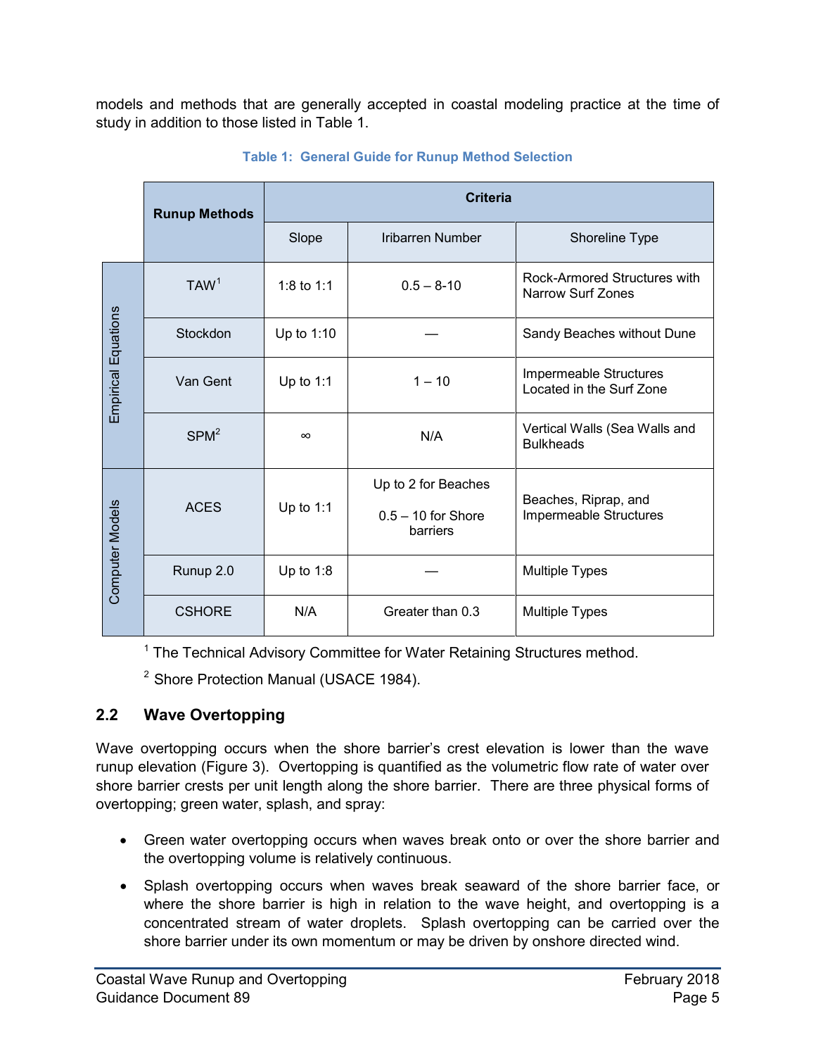models and methods that are generally accepted in coastal modeling practice at the time of study in addition to those listed in Table 1.

**Table 1: General Guide for Runup Method Selection**

| | Runup Methods | Criteria | | |
|---|---|---|---|---|
| | | Slope | Iribarren Number | Shoreline Type |
| Empirical Equations | TAW[1] | 1:8 to 1:1 | 0.5 – 8-10 | Rock-Armored Structures with Narrow Surf Zones |
| | Stockdon | Up to 1:10 | — | Sandy Beaches without Dune |
| | Van Gent | Up to 1:1 | 1 – 10 | Impermeable Structures Located in the Surf Zone |
| | SPM[2] | ∞ | N/A | Vertical Walls (Sea Walls and Bulkheads |
| Computer Models | ACES | Up to 1:1 | Up to 2 for Beaches<br><br>0.5 – 10 for Shore barriers | Beaches, Riprap, and Impermeable Structures |
| | Runup 2.0 | Up to 1:8 | — | Multiple Types |
| | CSHORE | N/A | Greater than 0.3 | Multiple Types |

[1] The Technical Advisory Committee for Water Retaining Structures method.

[2] Shore Protection Manual (USACE 1984).

## 2.2 Wave Overtopping

Wave overtopping occurs when the shore barrier's crest elevation is lower than the wave runup elevation (Figure 3). Overtopping is quantified as the volumetric flow rate of water over shore barrier crests per unit length along the shore barrier. There are three physical forms of overtopping; green water, splash, and spray:

- Green water overtopping occurs when waves break onto or over the shore barrier and the overtopping volume is relatively continuous.
- Splash overtopping occurs when waves break seaward of the shore barrier face, or where the shore barrier is high in relation to the wave height, and overtopping is a concentrated stream of water droplets. Splash overtopping can be carried over the shore barrier under its own momentum or may be driven by onshore directed wind.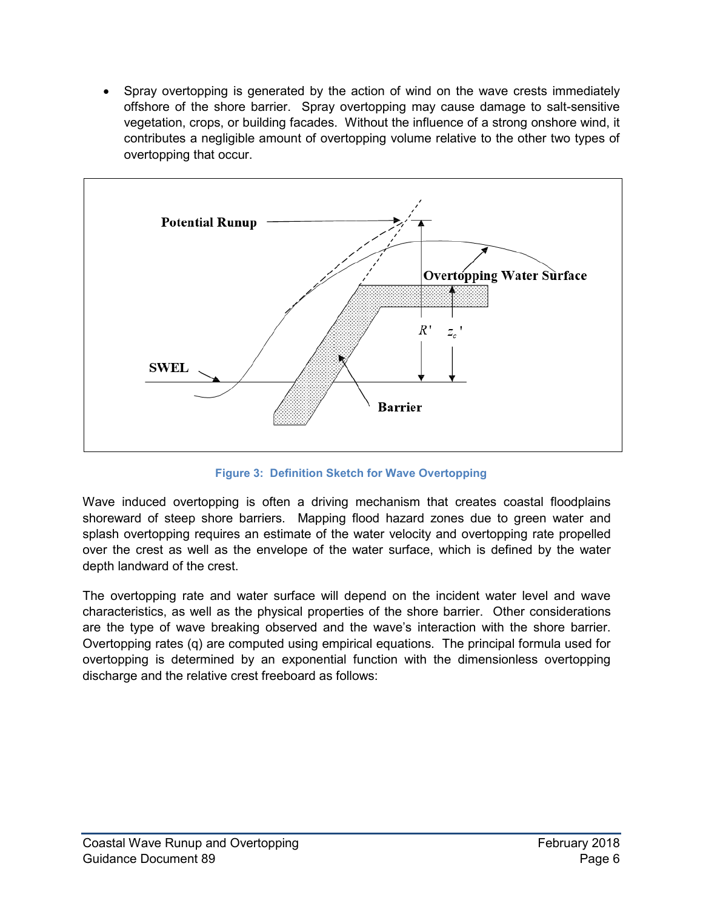- Spray overtopping is generated by the action of wind on the wave crests immediately offshore of the shore barrier. Spray overtopping may cause damage to salt-sensitive vegetation, crops, or building facades. Without the influence of a strong onshore wind, it contributes a negligible amount of overtopping volume relative to the other two types of overtopping that occur.

**Figure 3: Definition Sketch for Wave Overtopping**

Wave induced overtopping is often a driving mechanism that creates coastal floodplains shoreward of steep shore barriers. Mapping flood hazard zones due to green water and splash overtopping requires an estimate of the water velocity and overtopping rate propelled over the crest as well as the envelope of the water surface, which is defined by the water depth landward of the crest.

The overtopping rate and water surface will depend on the incident water level and wave characteristics, as well as the physical properties of the shore barrier. Other considerations are the type of wave breaking observed and the wave's interaction with the shore barrier. Overtopping rates (q) are computed using empirical equations. The principal formula used for overtopping is determined by an exponential function with the dimensionless overtopping discharge and the relative crest freeboard as follows: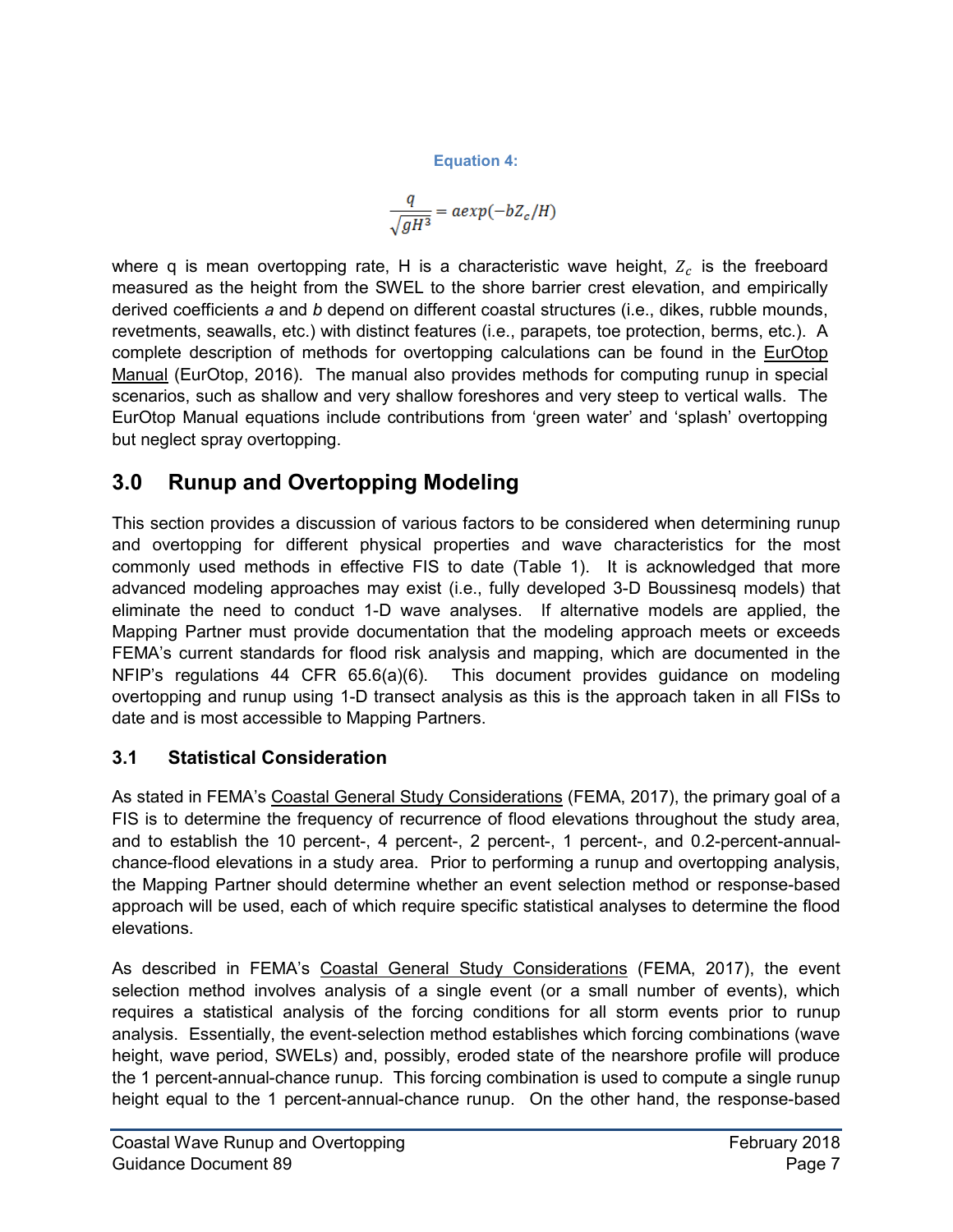**Equation 4:**

$$\frac{q}{\sqrt{gH^3}} = a\exp(-bZ_c/H)$$

where q is mean overtopping rate, H is a characteristic wave height, $Z_c$ is the freeboard measured as the height from the SWEL to the shore barrier crest elevation, and empirically derived coefficients *a* and *b* depend on different coastal structures (i.e., dikes, rubble mounds, revetments, seawalls, etc.) with distinct features (i.e., parapets, toe protection, berms, etc.). A complete description of methods for overtopping calculations can be found in the EurOtop Manual (EurOtop, 2016). The manual also provides methods for computing runup in special scenarios, such as shallow and very shallow foreshores and very steep to vertical walls. The EurOtop Manual equations include contributions from 'green water' and 'splash' overtopping but neglect spray overtopping.

## 3.0 Runup and Overtopping Modeling

This section provides a discussion of various factors to be considered when determining runup and overtopping for different physical properties and wave characteristics for the most commonly used methods in effective FIS to date (Table 1). It is acknowledged that more advanced modeling approaches may exist (i.e., fully developed 3-D Boussinesq models) that eliminate the need to conduct 1-D wave analyses. If alternative models are applied, the Mapping Partner must provide documentation that the modeling approach meets or exceeds FEMA's current standards for flood risk analysis and mapping, which are documented in the NFIP's regulations 44 CFR 65.6(a)(6). This document provides guidance on modeling overtopping and runup using 1-D transect analysis as this is the approach taken in all FISs to date and is most accessible to Mapping Partners.

### 3.1 Statistical Consideration

As stated in FEMA's Coastal General Study Considerations (FEMA, 2017), the primary goal of a FIS is to determine the frequency of recurrence of flood elevations throughout the study area, and to establish the 10 percent-, 4 percent-, 2 percent-, 1 percent-, and 0.2-percent-annual-chance-flood elevations in a study area. Prior to performing a runup and overtopping analysis, the Mapping Partner should determine whether an event selection method or response-based approach will be used, each of which require specific statistical analyses to determine the flood elevations.

As described in FEMA's Coastal General Study Considerations (FEMA, 2017), the event selection method involves analysis of a single event (or a small number of events), which requires a statistical analysis of the forcing conditions for all storm events prior to runup analysis. Essentially, the event-selection method establishes which forcing combinations (wave height, wave period, SWELs) and, possibly, eroded state of the nearshore profile will produce the 1 percent-annual-chance runup. This forcing combination is used to compute a single runup height equal to the 1 percent-annual-chance runup. On the other hand, the response-based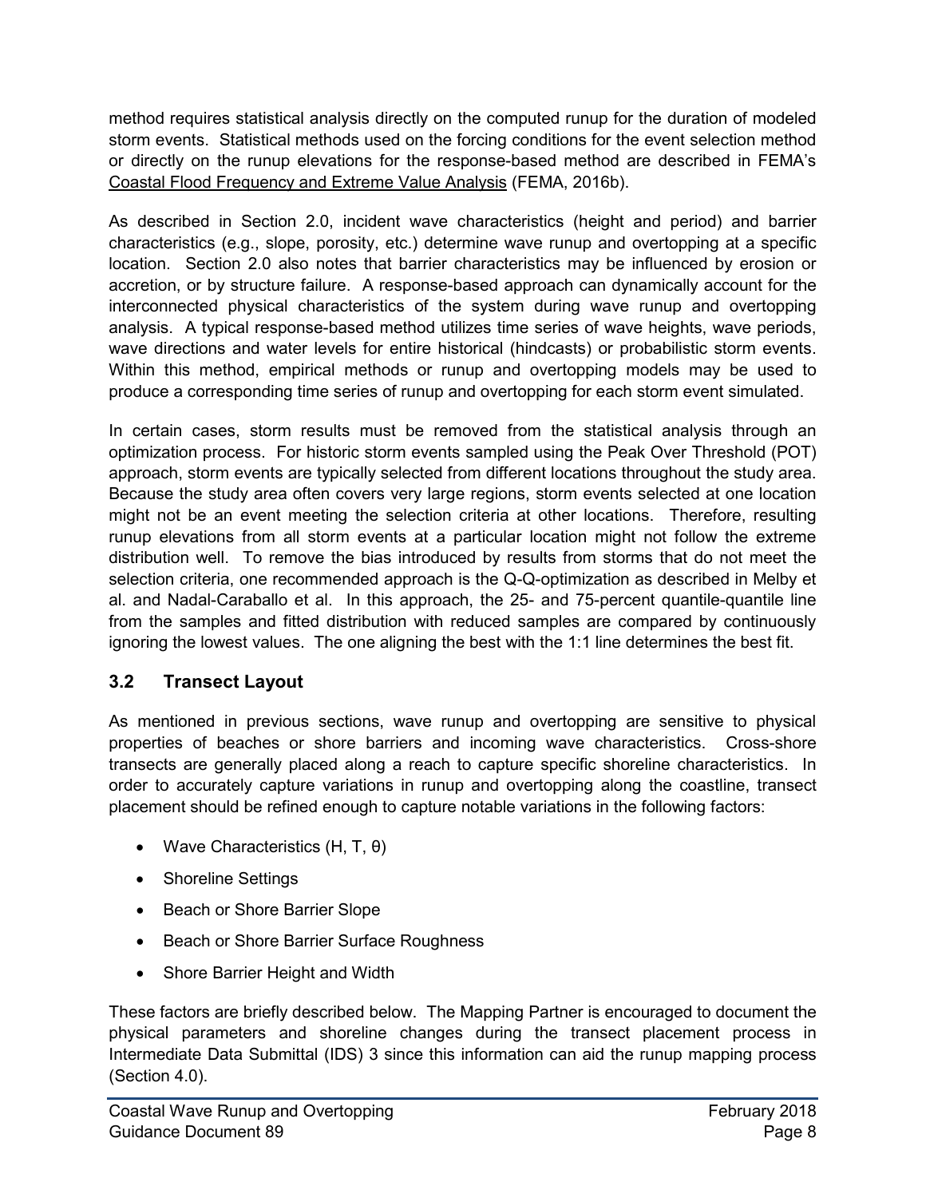method requires statistical analysis directly on the computed runup for the duration of modeled storm events. Statistical methods used on the forcing conditions for the event selection method or directly on the runup elevations for the response-based method are described in FEMA's Coastal Flood Frequency and Extreme Value Analysis (FEMA, 2016b).

As described in Section 2.0, incident wave characteristics (height and period) and barrier characteristics (e.g., slope, porosity, etc.) determine wave runup and overtopping at a specific location. Section 2.0 also notes that barrier characteristics may be influenced by erosion or accretion, or by structure failure. A response-based approach can dynamically account for the interconnected physical characteristics of the system during wave runup and overtopping analysis. A typical response-based method utilizes time series of wave heights, wave periods, wave directions and water levels for entire historical (hindcasts) or probabilistic storm events. Within this method, empirical methods or runup and overtopping models may be used to produce a corresponding time series of runup and overtopping for each storm event simulated.

In certain cases, storm results must be removed from the statistical analysis through an optimization process. For historic storm events sampled using the Peak Over Threshold (POT) approach, storm events are typically selected from different locations throughout the study area. Because the study area often covers very large regions, storm events selected at one location might not be an event meeting the selection criteria at other locations. Therefore, resulting runup elevations from all storm events at a particular location might not follow the extreme distribution well. To remove the bias introduced by results from storms that do not meet the selection criteria, one recommended approach is the Q-Q-optimization as described in Melby et al. and Nadal-Caraballo et al. In this approach, the 25- and 75-percent quantile-quantile line from the samples and fitted distribution with reduced samples are compared by continuously ignoring the lowest values. The one aligning the best with the 1:1 line determines the best fit.

## 3.2 Transect Layout

As mentioned in previous sections, wave runup and overtopping are sensitive to physical properties of beaches or shore barriers and incoming wave characteristics. Cross-shore transects are generally placed along a reach to capture specific shoreline characteristics. In order to accurately capture variations in runup and overtopping along the coastline, transect placement should be refined enough to capture notable variations in the following factors:

- Wave Characteristics ($H$, $T$, $\theta$)
- Shoreline Settings
- Beach or Shore Barrier Slope
- Beach or Shore Barrier Surface Roughness
- Shore Barrier Height and Width

These factors are briefly described below. The Mapping Partner is encouraged to document the physical parameters and shoreline changes during the transect placement process in Intermediate Data Submittal (IDS) 3 since this information can aid the runup mapping process (Section 4.0).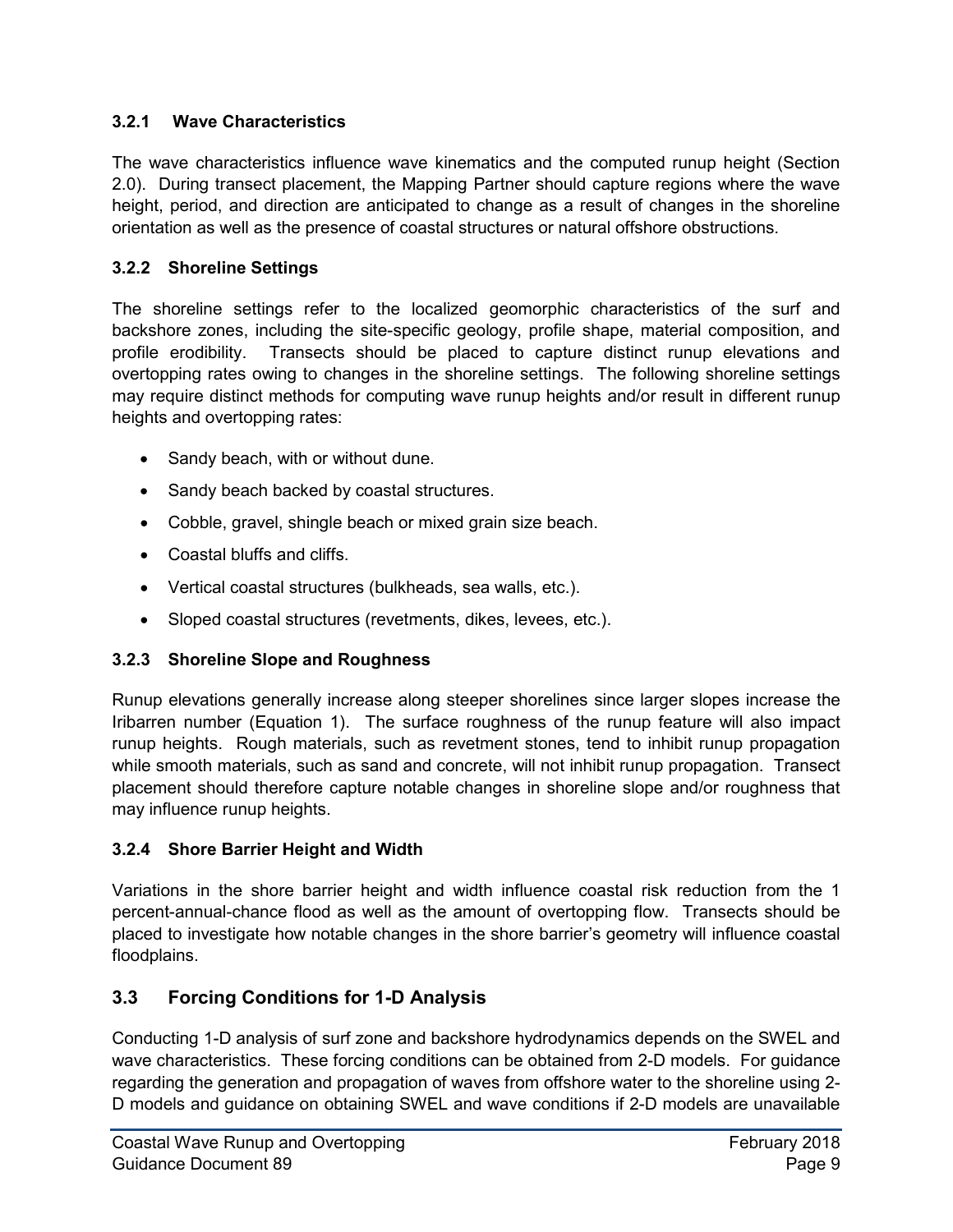### 3.2.1 Wave Characteristics

The wave characteristics influence wave kinematics and the computed runup height (Section 2.0). During transect placement, the Mapping Partner should capture regions where the wave height, period, and direction are anticipated to change as a result of changes in the shoreline orientation as well as the presence of coastal structures or natural offshore obstructions.

### 3.2.2 Shoreline Settings

The shoreline settings refer to the localized geomorphic characteristics of the surf and backshore zones, including the site-specific geology, profile shape, material composition, and profile erodibility. Transects should be placed to capture distinct runup elevations and overtopping rates owing to changes in the shoreline settings. The following shoreline settings may require distinct methods for computing wave runup heights and/or result in different runup heights and overtopping rates:

- Sandy beach, with or without dune.
- Sandy beach backed by coastal structures.
- Cobble, gravel, shingle beach or mixed grain size beach.
- Coastal bluffs and cliffs.
- Vertical coastal structures (bulkheads, sea walls, etc.).
- Sloped coastal structures (revetments, dikes, levees, etc.).

### 3.2.3 Shoreline Slope and Roughness

Runup elevations generally increase along steeper shorelines since larger slopes increase the Iribarren number (Equation 1). The surface roughness of the runup feature will also impact runup heights. Rough materials, such as revetment stones, tend to inhibit runup propagation while smooth materials, such as sand and concrete, will not inhibit runup propagation. Transect placement should therefore capture notable changes in shoreline slope and/or roughness that may influence runup heights.

### 3.2.4 Shore Barrier Height and Width

Variations in the shore barrier height and width influence coastal risk reduction from the 1 percent-annual-chance flood as well as the amount of overtopping flow. Transects should be placed to investigate how notable changes in the shore barrier's geometry will influence coastal floodplains.

## 3.3 Forcing Conditions for 1-D Analysis

Conducting 1-D analysis of surf zone and backshore hydrodynamics depends on the SWEL and wave characteristics. These forcing conditions can be obtained from 2-D models. For guidance regarding the generation and propagation of waves from offshore water to the shoreline using 2-D models and guidance on obtaining SWEL and wave conditions if 2-D models are unavailable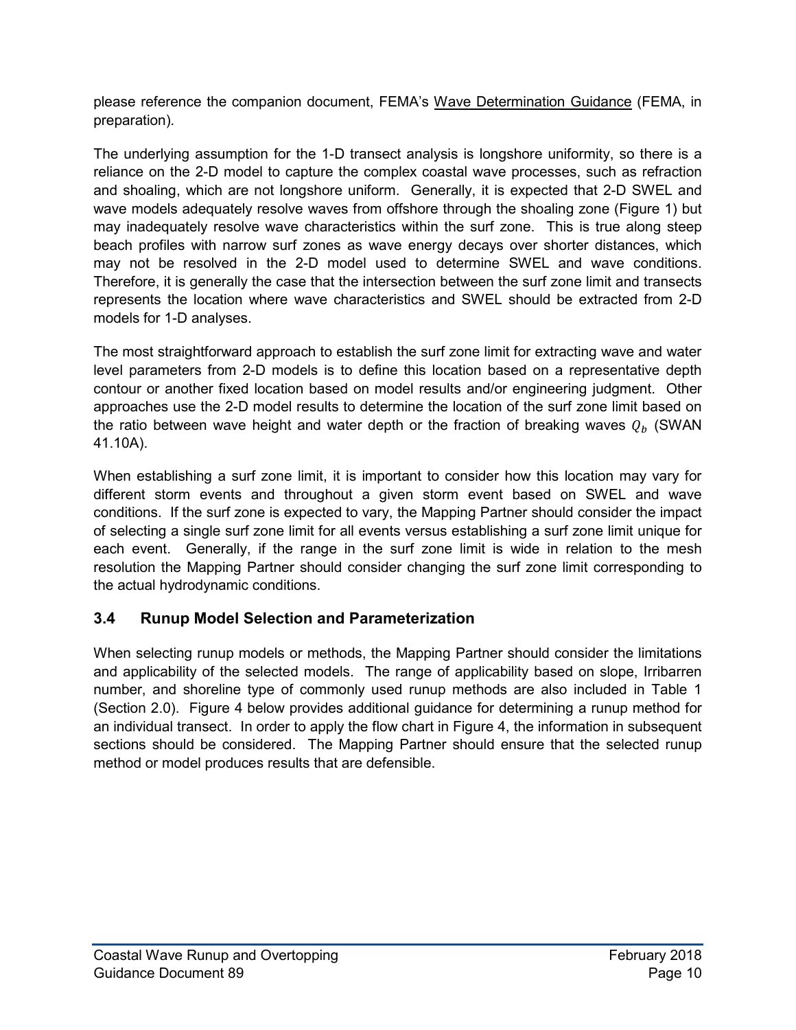please reference the companion document, FEMA's Wave Determination Guidance (FEMA, in preparation).

The underlying assumption for the 1-D transect analysis is longshore uniformity, so there is a reliance on the 2-D model to capture the complex coastal wave processes, such as refraction and shoaling, which are not longshore uniform. Generally, it is expected that 2-D SWEL and wave models adequately resolve waves from offshore through the shoaling zone (Figure 1) but may inadequately resolve wave characteristics within the surf zone. This is true along steep beach profiles with narrow surf zones as wave energy decays over shorter distances, which may not be resolved in the 2-D model used to determine SWEL and wave conditions. Therefore, it is generally the case that the intersection between the surf zone limit and transects represents the location where wave characteristics and SWEL should be extracted from 2-D models for 1-D analyses.

The most straightforward approach to establish the surf zone limit for extracting wave and water level parameters from 2-D models is to define this location based on a representative depth contour or another fixed location based on model results and/or engineering judgment. Other approaches use the 2-D model results to determine the location of the surf zone limit based on the ratio between wave height and water depth or the fraction of breaking waves $Q_b$ (SWAN 41.10A).

When establishing a surf zone limit, it is important to consider how this location may vary for different storm events and throughout a given storm event based on SWEL and wave conditions. If the surf zone is expected to vary, the Mapping Partner should consider the impact of selecting a single surf zone limit for all events versus establishing a surf zone limit unique for each event. Generally, if the range in the surf zone limit is wide in relation to the mesh resolution the Mapping Partner should consider changing the surf zone limit corresponding to the actual hydrodynamic conditions.

### 3.4 Runup Model Selection and Parameterization

When selecting runup models or methods, the Mapping Partner should consider the limitations and applicability of the selected models. The range of applicability based on slope, Irribarren number, and shoreline type of commonly used runup methods are also included in Table 1 (Section 2.0). Figure 4 below provides additional guidance for determining a runup method for an individual transect. In order to apply the flow chart in Figure 4, the information in subsequent sections should be considered. The Mapping Partner should ensure that the selected runup method or model produces results that are defensible.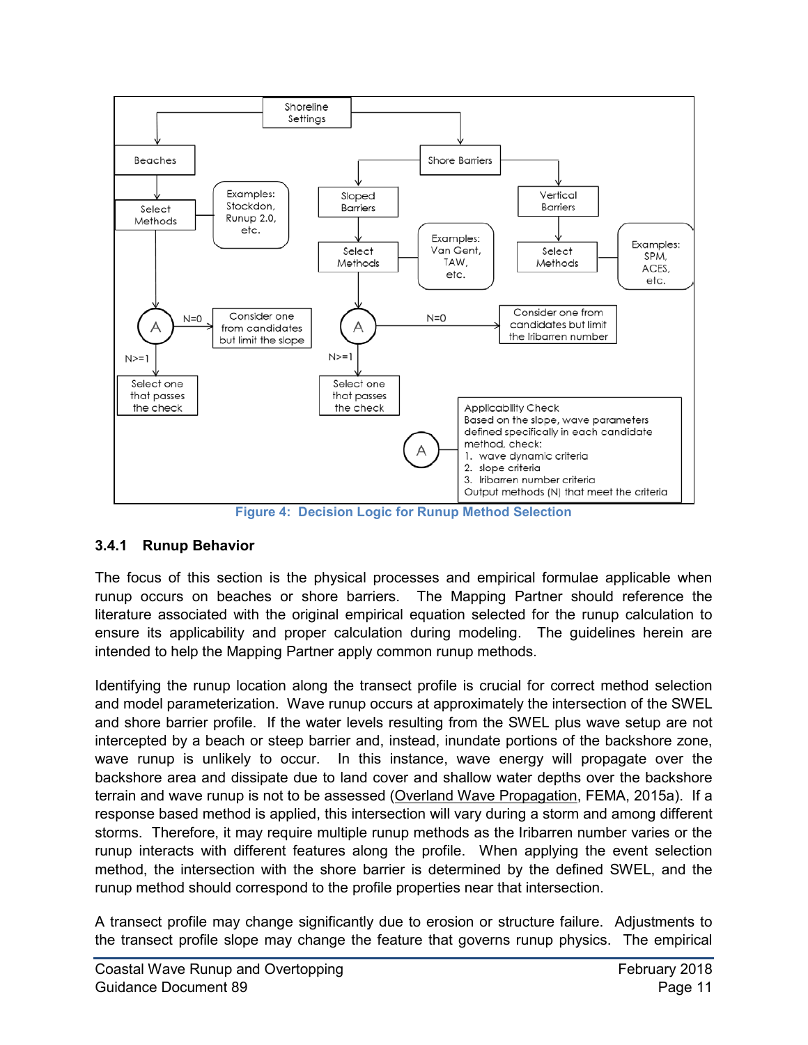Shoreline Settings

Beaches

Select Methods

Examples: Stockdon, Runup 2.0, etc.

A

N=0

Consider one from candidates but limit the slope

N>=1

Select one that passes the check

Shore Barriers

Sloped Barriers

Select Methods

Examples: Van Gent, TAW, etc.

A

N=0

Consider one from candidates but limit the Iribarren number

N>=1

Select one that passes the check

Vertical Barriers

Select Methods

Examples: SPM, ACES, etc.

A

Applicability Check
Based on the slope, wave parameters defined specifically in each candidate method, check:

1. wave dynamic criteria
2. slope criteria
3. Iribarren number criteria

Output methods (N) that meet the criteria

**Figure 4: Decision Logic for Runup Method Selection**

### 3.4.1 Runup Behavior

The focus of this section is the physical processes and empirical formulae applicable when runup occurs on beaches or shore barriers. The Mapping Partner should reference the literature associated with the original empirical equation selected for the runup calculation to ensure its applicability and proper calculation during modeling. The guidelines herein are intended to help the Mapping Partner apply common runup methods.

Identifying the runup location along the transect profile is crucial for correct method selection and model parameterization. Wave runup occurs at approximately the intersection of the SWEL and shore barrier profile. If the water levels resulting from the SWEL plus wave setup are not intercepted by a beach or steep barrier and, instead, inundate portions of the backshore zone, wave runup is unlikely to occur. In this instance, wave energy will propagate over the backshore area and dissipate due to land cover and shallow water depths over the backshore terrain and wave runup is not to be assessed (Overland Wave Propagation, FEMA, 2015a). If a response based method is applied, this intersection will vary during a storm and among different storms. Therefore, it may require multiple runup methods as the Iribarren number varies or the runup interacts with different features along the profile. When applying the event selection method, the intersection with the shore barrier is determined by the defined SWEL, and the runup method should correspond to the profile properties near that intersection.

A transect profile may change significantly due to erosion or structure failure. Adjustments to the transect profile slope may change the feature that governs runup physics. The empirical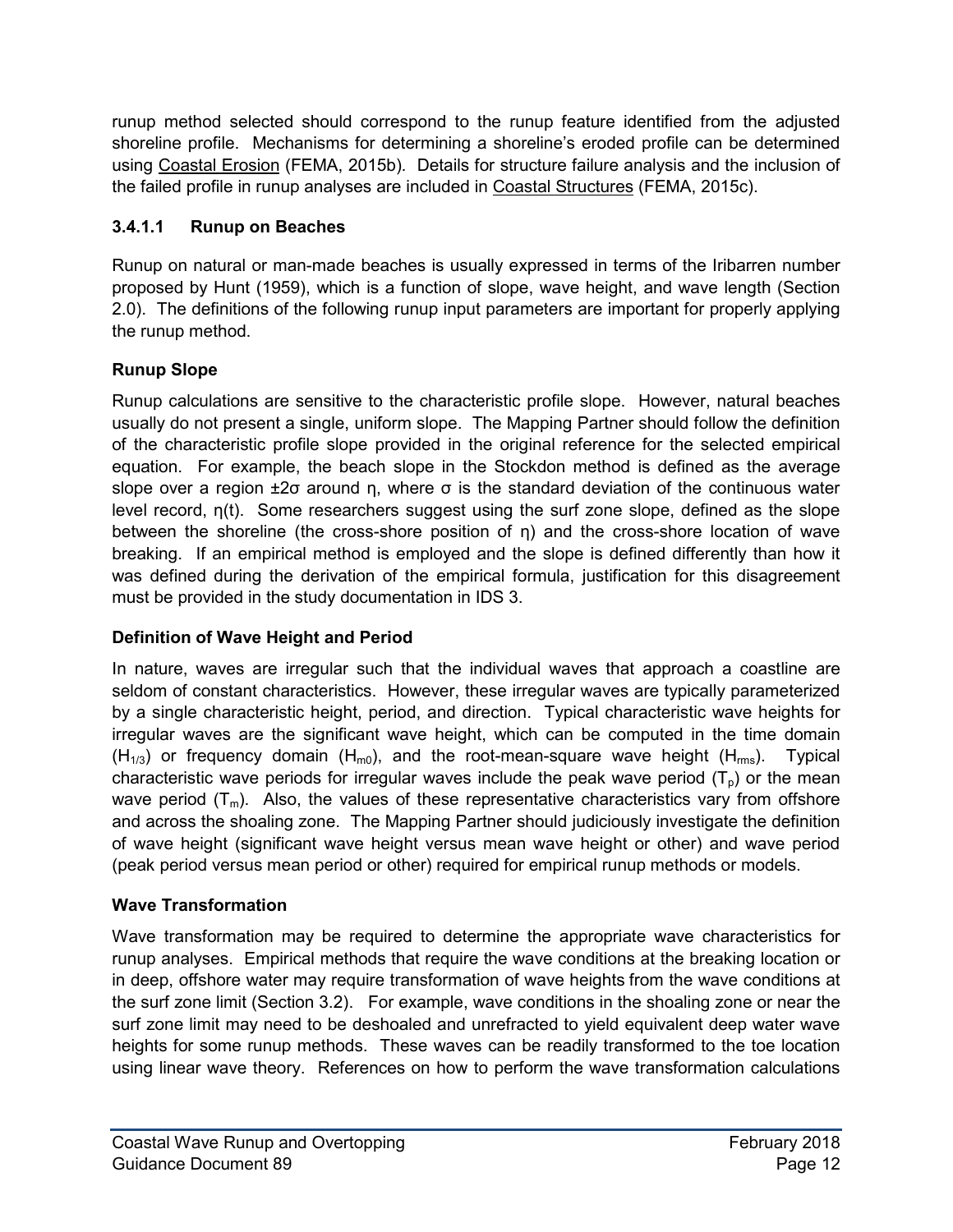runup method selected should correspond to the runup feature identified from the adjusted shoreline profile. Mechanisms for determining a shoreline's eroded profile can be determined using Coastal Erosion (FEMA, 2015b). Details for structure failure analysis and the inclusion of the failed profile in runup analyses are included in Coastal Structures (FEMA, 2015c).

#### 3.4.1.1 Runup on Beaches

Runup on natural or man-made beaches is usually expressed in terms of the Iribarren number proposed by Hunt (1959), which is a function of slope, wave height, and wave length (Section 2.0). The definitions of the following runup input parameters are important for properly applying the runup method.

**Runup Slope**

Runup calculations are sensitive to the characteristic profile slope. However, natural beaches usually do not present a single, uniform slope. The Mapping Partner should follow the definition of the characteristic profile slope provided in the original reference for the selected empirical equation. For example, the beach slope in the Stockdon method is defined as the average slope over a region $\pm 2\sigma$ around $\eta$, where $\sigma$ is the standard deviation of the continuous water level record, $\eta(t)$. Some researchers suggest using the surf zone slope, defined as the slope between the shoreline (the cross-shore position of $\eta$) and the cross-shore location of wave breaking. If an empirical method is employed and the slope is defined differently than how it was defined during the derivation of the empirical formula, justification for this disagreement must be provided in the study documentation in IDS 3.

**Definition of Wave Height and Period**

In nature, waves are irregular such that the individual waves that approach a coastline are seldom of constant characteristics. However, these irregular waves are typically parameterized by a single characteristic height, period, and direction. Typical characteristic wave heights for irregular waves are the significant wave height, which can be computed in the time domain ($H_{1/3}$) or frequency domain ($H_{m0}$), and the root-mean-square wave height ($H_{rms}$). Typical characteristic wave periods for irregular waves include the peak wave period ($T_p$) or the mean wave period ($T_m$). Also, the values of these representative characteristics vary from offshore and across the shoaling zone. The Mapping Partner should judiciously investigate the definition of wave height (significant wave height versus mean wave height or other) and wave period (peak period versus mean period or other) required for empirical runup methods or models.

**Wave Transformation**

Wave transformation may be required to determine the appropriate wave characteristics for runup analyses. Empirical methods that require the wave conditions at the breaking location or in deep, offshore water may require transformation of wave heights from the wave conditions at the surf zone limit (Section 3.2). For example, wave conditions in the shoaling zone or near the surf zone limit may need to be deshoaled and unrefracted to yield equivalent deep water wave heights for some runup methods. These waves can be readily transformed to the toe location using linear wave theory. References on how to perform the wave transformation calculations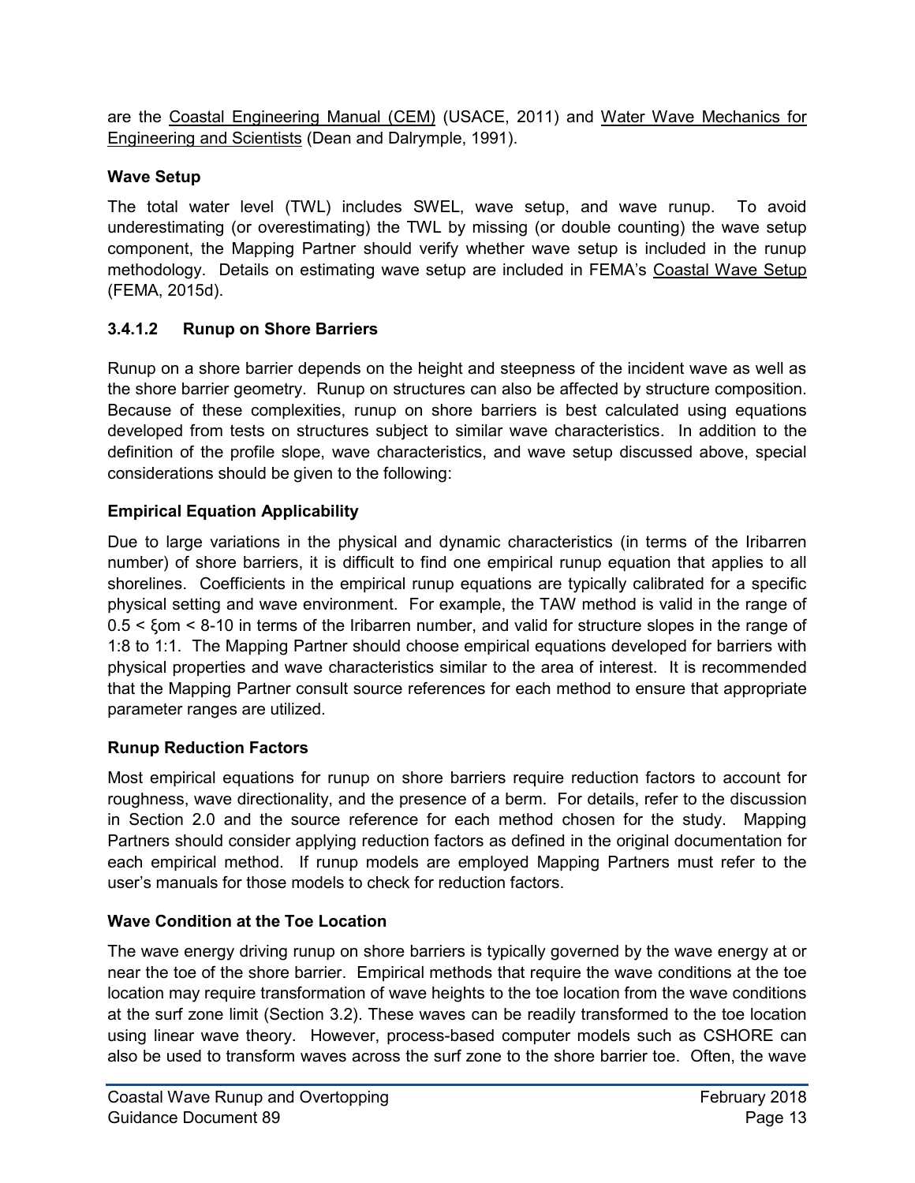are the Coastal Engineering Manual (CEM) (USACE, 2011) and Water Wave Mechanics for Engineering and Scientists (Dean and Dalrymple, 1991).

**Wave Setup**

The total water level (TWL) includes SWEL, wave setup, and wave runup. To avoid underestimating (or overestimating) the TWL by missing (or double counting) the wave setup component, the Mapping Partner should verify whether wave setup is included in the runup methodology. Details on estimating wave setup are included in FEMA's Coastal Wave Setup (FEMA, 2015d).

### 3.4.1.2 Runup on Shore Barriers

Runup on a shore barrier depends on the height and steepness of the incident wave as well as the shore barrier geometry. Runup on structures can also be affected by structure composition. Because of these complexities, runup on shore barriers is best calculated using equations developed from tests on structures subject to similar wave characteristics. In addition to the definition of the profile slope, wave characteristics, and wave setup discussed above, special considerations should be given to the following:

**Empirical Equation Applicability**

Due to large variations in the physical and dynamic characteristics (in terms of the Iribarren number) of shore barriers, it is difficult to find one empirical runup equation that applies to all shorelines. Coefficients in the empirical runup equations are typically calibrated for a specific physical setting and wave environment. For example, the TAW method is valid in the range of $0.5 < \xi_{om} < 8\text{-}10$ in terms of the Iribarren number, and valid for structure slopes in the range of 1:8 to 1:1. The Mapping Partner should choose empirical equations developed for barriers with physical properties and wave characteristics similar to the area of interest. It is recommended that the Mapping Partner consult source references for each method to ensure that appropriate parameter ranges are utilized.

**Runup Reduction Factors**

Most empirical equations for runup on shore barriers require reduction factors to account for roughness, wave directionality, and the presence of a berm. For details, refer to the discussion in Section 2.0 and the source reference for each method chosen for the study. Mapping Partners should consider applying reduction factors as defined in the original documentation for each empirical method. If runup models are employed Mapping Partners must refer to the user's manuals for those models to check for reduction factors.

**Wave Condition at the Toe Location**

The wave energy driving runup on shore barriers is typically governed by the wave energy at or near the toe of the shore barrier. Empirical methods that require the wave conditions at the toe location may require transformation of wave heights to the toe location from the wave conditions at the surf zone limit (Section 3.2). These waves can be readily transformed to the toe location using linear wave theory. However, process-based computer models such as CSHORE can also be used to transform waves across the surf zone to the shore barrier toe. Often, the wave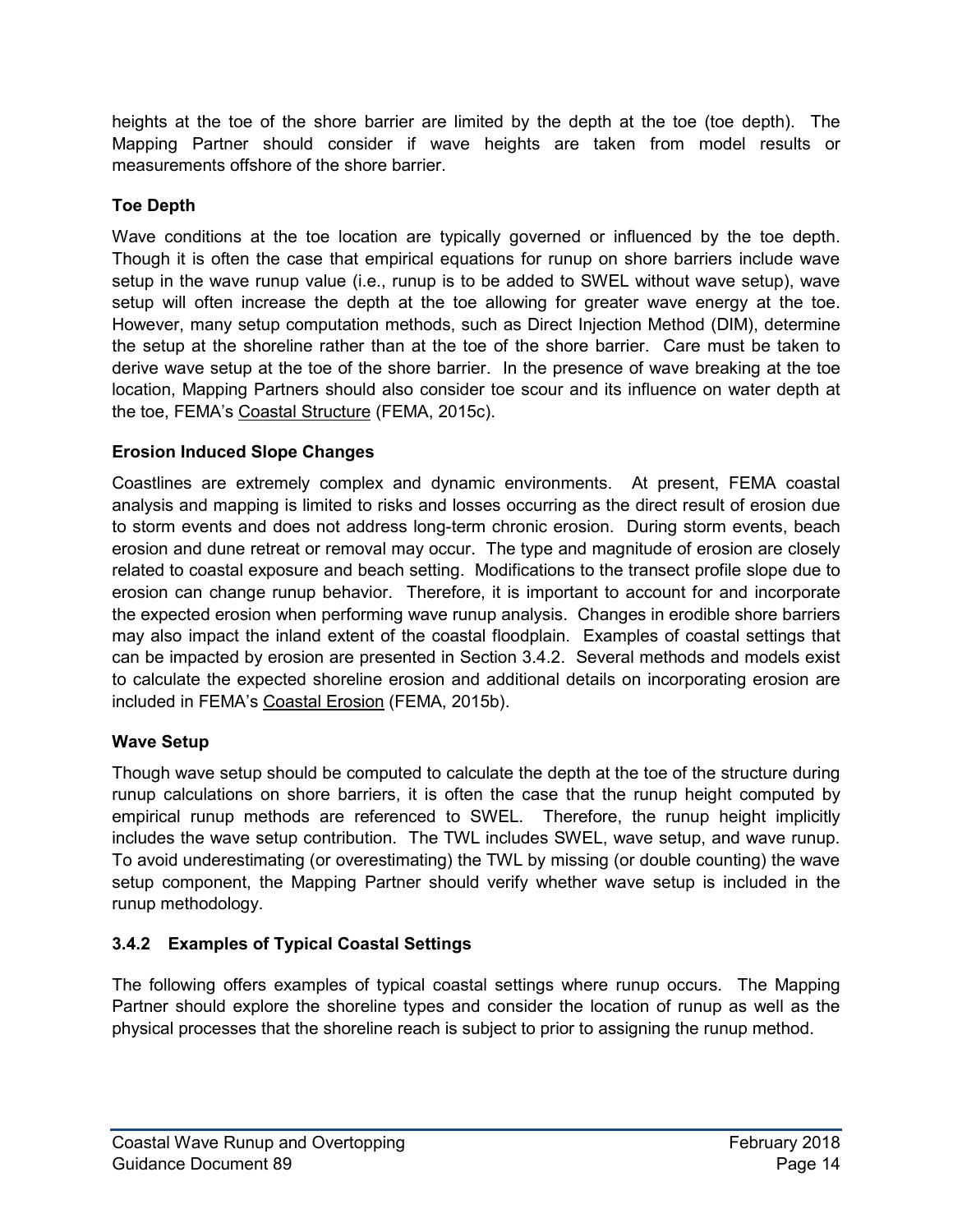heights at the toe of the shore barrier are limited by the depth at the toe (toe depth). The Mapping Partner should consider if wave heights are taken from model results or measurements offshore of the shore barrier.

**Toe Depth**

Wave conditions at the toe location are typically governed or influenced by the toe depth. Though it is often the case that empirical equations for runup on shore barriers include wave setup in the wave runup value (i.e., runup is to be added to SWEL without wave setup), wave setup will often increase the depth at the toe allowing for greater wave energy at the toe. However, many setup computation methods, such as Direct Injection Method (DIM), determine the setup at the shoreline rather than at the toe of the shore barrier. Care must be taken to derive wave setup at the toe of the shore barrier. In the presence of wave breaking at the toe location, Mapping Partners should also consider toe scour and its influence on water depth at the toe, FEMA's Coastal Structure (FEMA, 2015c).

**Erosion Induced Slope Changes**

Coastlines are extremely complex and dynamic environments. At present, FEMA coastal analysis and mapping is limited to risks and losses occurring as the direct result of erosion due to storm events and does not address long-term chronic erosion. During storm events, beach erosion and dune retreat or removal may occur. The type and magnitude of erosion are closely related to coastal exposure and beach setting. Modifications to the transect profile slope due to erosion can change runup behavior. Therefore, it is important to account for and incorporate the expected erosion when performing wave runup analysis. Changes in erodible shore barriers may also impact the inland extent of the coastal floodplain. Examples of coastal settings that can be impacted by erosion are presented in Section 3.4.2. Several methods and models exist to calculate the expected shoreline erosion and additional details on incorporating erosion are included in FEMA's Coastal Erosion (FEMA, 2015b).

**Wave Setup**

Though wave setup should be computed to calculate the depth at the toe of the structure during runup calculations on shore barriers, it is often the case that the runup height computed by empirical runup methods are referenced to SWEL. Therefore, the runup height implicitly includes the wave setup contribution. The TWL includes SWEL, wave setup, and wave runup. To avoid underestimating (or overestimating) the TWL by missing (or double counting) the wave setup component, the Mapping Partner should verify whether wave setup is included in the runup methodology.

### 3.4.2 Examples of Typical Coastal Settings

The following offers examples of typical coastal settings where runup occurs. The Mapping Partner should explore the shoreline types and consider the location of runup as well as the physical processes that the shoreline reach is subject to prior to assigning the runup method.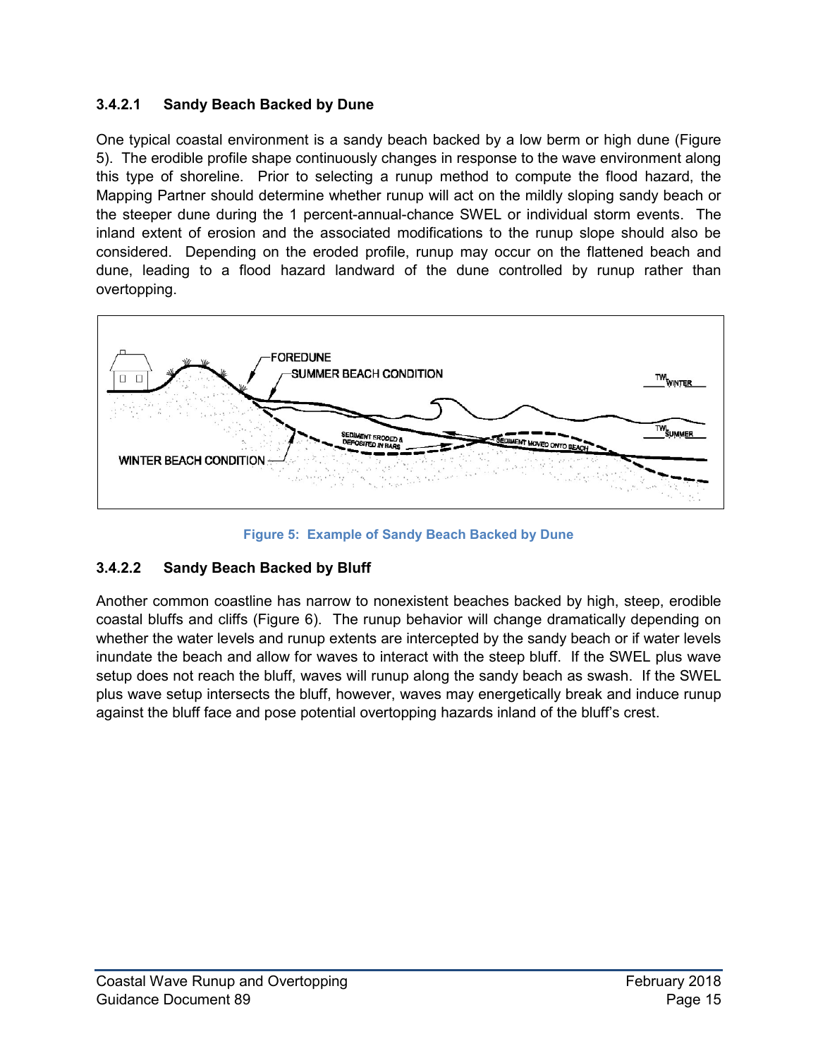#### 3.4.2.1 Sandy Beach Backed by Dune

One typical coastal environment is a sandy beach backed by a low berm or high dune (Figure 5). The erodible profile shape continuously changes in response to the wave environment along this type of shoreline. Prior to selecting a runup method to compute the flood hazard, the Mapping Partner should determine whether runup will act on the mildly sloping sandy beach or the steeper dune during the 1 percent-annual-chance SWEL or individual storm events. The inland extent of erosion and the associated modifications to the runup slope should also be considered. Depending on the eroded profile, runup may occur on the flattened beach and dune, leading to a flood hazard landward of the dune controlled by runup rather than overtopping.

Figure 5: Example of Sandy Beach Backed by Dune

#### 3.4.2.2 Sandy Beach Backed by Bluff

Another common coastline has narrow to nonexistent beaches backed by high, steep, erodible coastal bluffs and cliffs (Figure 6). The runup behavior will change dramatically depending on whether the water levels and runup extents are intercepted by the sandy beach or if water levels inundate the beach and allow for waves to interact with the steep bluff. If the SWEL plus wave setup does not reach the bluff, waves will runup along the sandy beach as swash. If the SWEL plus wave setup intersects the bluff, however, waves may energetically break and induce runup against the bluff face and pose potential overtopping hazards inland of the bluff's crest.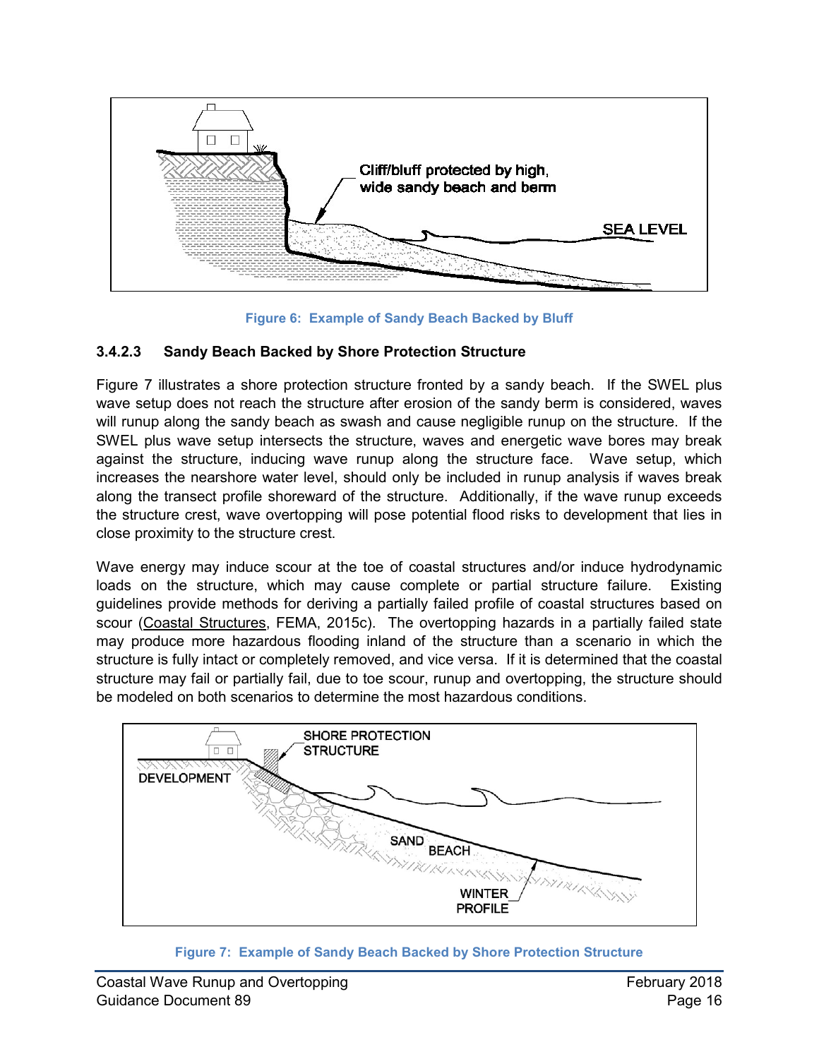Figure 6: Example of Sandy Beach Backed by Bluff

#### 3.4.2.3 Sandy Beach Backed by Shore Protection Structure

Figure 7 illustrates a shore protection structure fronted by a sandy beach. If the SWEL plus wave setup does not reach the structure after erosion of the sandy berm is considered, waves will runup along the sandy beach as swash and cause negligible runup on the structure. If the SWEL plus wave setup intersects the structure, waves and energetic wave bores may break against the structure, inducing wave runup along the structure face. Wave setup, which increases the nearshore water level, should only be included in runup analysis if waves break along the transect profile shoreward of the structure. Additionally, if the wave runup exceeds the structure crest, wave overtopping will pose potential flood risks to development that lies in close proximity to the structure crest.

Wave energy may induce scour at the toe of coastal structures and/or induce hydrodynamic loads on the structure, which may cause complete or partial structure failure. Existing guidelines provide methods for deriving a partially failed profile of coastal structures based on scour (Coastal Structures, FEMA, 2015c). The overtopping hazards in a partially failed state may produce more hazardous flooding inland of the structure than a scenario in which the structure is fully intact or completely removed, and vice versa. If it is determined that the coastal structure may fail or partially fail, due to toe scour, runup and overtopping, the structure should be modeled on both scenarios to determine the most hazardous conditions.

Figure 7: Example of Sandy Beach Backed by Shore Protection Structure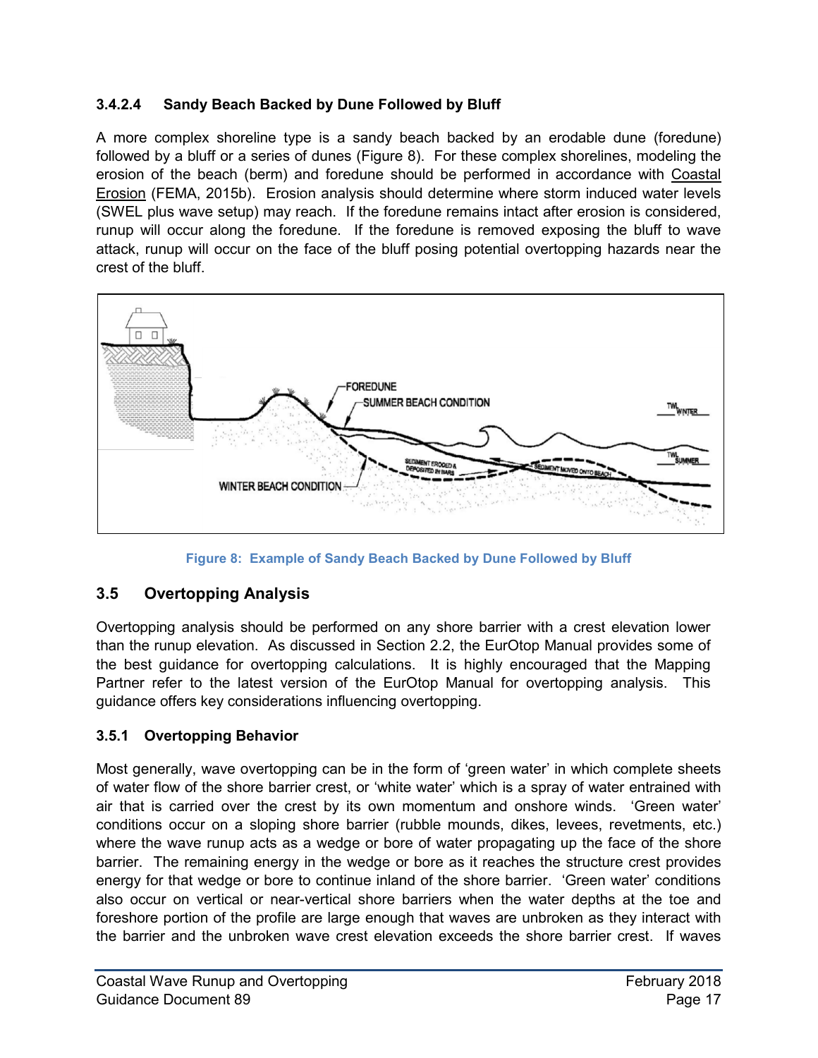#### 3.4.2.4 Sandy Beach Backed by Dune Followed by Bluff

A more complex shoreline type is a sandy beach backed by an erodable dune (foredune) followed by a bluff or a series of dunes (Figure 8). For these complex shorelines, modeling the erosion of the beach (berm) and foredune should be performed in accordance with Coastal Erosion (FEMA, 2015b). Erosion analysis should determine where storm induced water levels (SWEL plus wave setup) may reach. If the foredune remains intact after erosion is considered, runup will occur along the foredune. If the foredune is removed exposing the bluff to wave attack, runup will occur on the face of the bluff posing potential overtopping hazards near the crest of the bluff.

Figure 8: Example of Sandy Beach Backed by Dune Followed by Bluff

## 3.5 Overtopping Analysis

Overtopping analysis should be performed on any shore barrier with a crest elevation lower than the runup elevation. As discussed in Section 2.2, the EurOtop Manual provides some of the best guidance for overtopping calculations. It is highly encouraged that the Mapping Partner refer to the latest version of the EurOtop Manual for overtopping analysis. This guidance offers key considerations influencing overtopping.

### 3.5.1 Overtopping Behavior

Most generally, wave overtopping can be in the form of 'green water' in which complete sheets of water flow of the shore barrier crest, or 'white water' which is a spray of water entrained with air that is carried over the crest by its own momentum and onshore winds. 'Green water' conditions occur on a sloping shore barrier (rubble mounds, dikes, levees, revetments, etc.) where the wave runup acts as a wedge or bore of water propagating up the face of the shore barrier. The remaining energy in the wedge or bore as it reaches the structure crest provides energy for that wedge or bore to continue inland of the shore barrier. 'Green water' conditions also occur on vertical or near-vertical shore barriers when the water depths at the toe and foreshore portion of the profile are large enough that waves are unbroken as they interact with the barrier and the unbroken wave crest elevation exceeds the shore barrier crest. If waves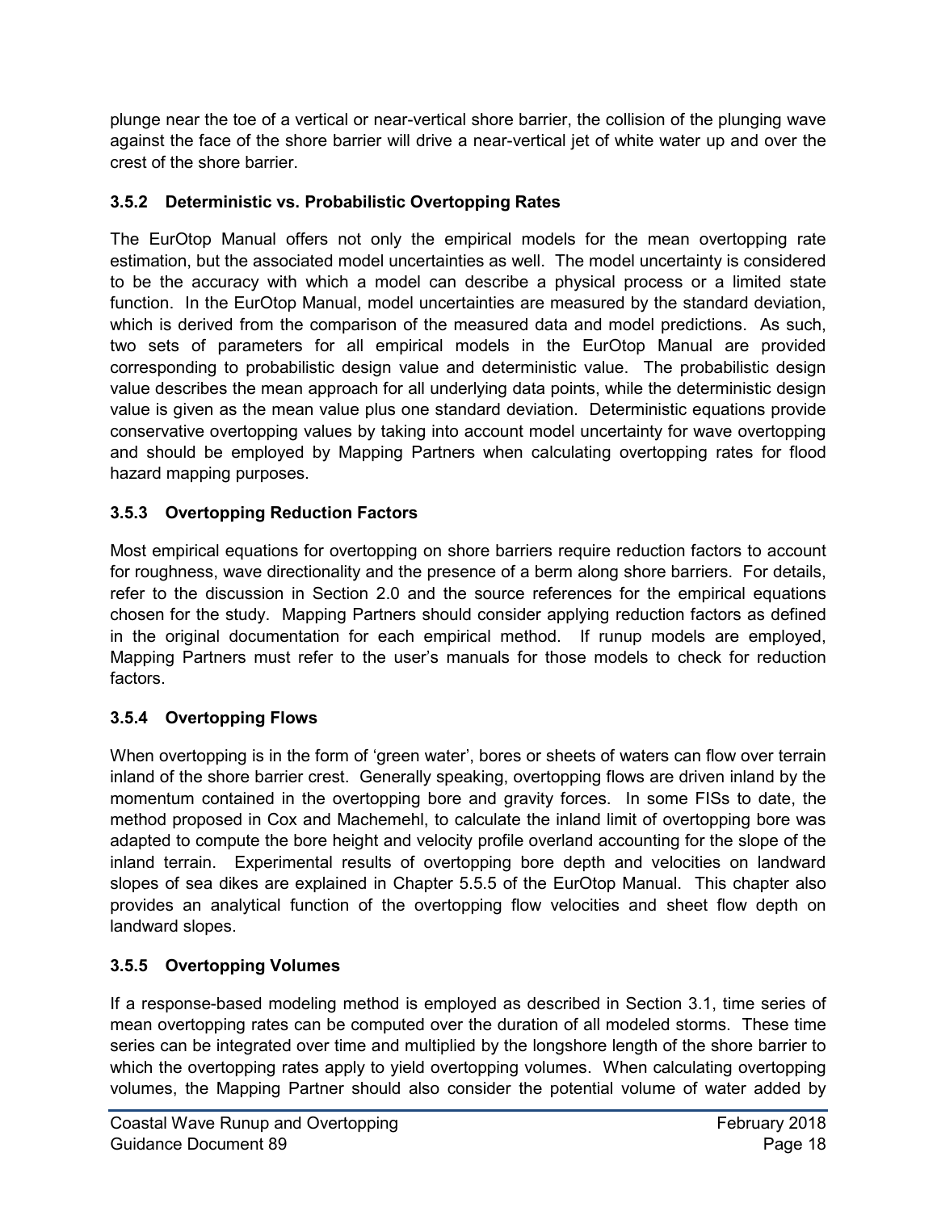plunge near the toe of a vertical or near-vertical shore barrier, the collision of the plunging wave against the face of the shore barrier will drive a near-vertical jet of white water up and over the crest of the shore barrier.

### 3.5.2 Deterministic vs. Probabilistic Overtopping Rates

The EurOtop Manual offers not only the empirical models for the mean overtopping rate estimation, but the associated model uncertainties as well. The model uncertainty is considered to be the accuracy with which a model can describe a physical process or a limited state function. In the EurOtop Manual, model uncertainties are measured by the standard deviation, which is derived from the comparison of the measured data and model predictions. As such, two sets of parameters for all empirical models in the EurOtop Manual are provided corresponding to probabilistic design value and deterministic value. The probabilistic design value describes the mean approach for all underlying data points, while the deterministic design value is given as the mean value plus one standard deviation. Deterministic equations provide conservative overtopping values by taking into account model uncertainty for wave overtopping and should be employed by Mapping Partners when calculating overtopping rates for flood hazard mapping purposes.

### 3.5.3 Overtopping Reduction Factors

Most empirical equations for overtopping on shore barriers require reduction factors to account for roughness, wave directionality and the presence of a berm along shore barriers. For details, refer to the discussion in Section 2.0 and the source references for the empirical equations chosen for the study. Mapping Partners should consider applying reduction factors as defined in the original documentation for each empirical method. If runup models are employed, Mapping Partners must refer to the user's manuals for those models to check for reduction factors.

### 3.5.4 Overtopping Flows

When overtopping is in the form of 'green water', bores or sheets of waters can flow over terrain inland of the shore barrier crest. Generally speaking, overtopping flows are driven inland by the momentum contained in the overtopping bore and gravity forces. In some FISs to date, the method proposed in Cox and Machemehl, to calculate the inland limit of overtopping bore was adapted to compute the bore height and velocity profile overland accounting for the slope of the inland terrain. Experimental results of overtopping bore depth and velocities on landward slopes of sea dikes are explained in Chapter 5.5.5 of the EurOtop Manual. This chapter also provides an analytical function of the overtopping flow velocities and sheet flow depth on landward slopes.

### 3.5.5 Overtopping Volumes

If a response-based modeling method is employed as described in Section 3.1, time series of mean overtopping rates can be computed over the duration of all modeled storms. These time series can be integrated over time and multiplied by the longshore length of the shore barrier to which the overtopping rates apply to yield overtopping volumes. When calculating overtopping volumes, the Mapping Partner should also consider the potential volume of water added by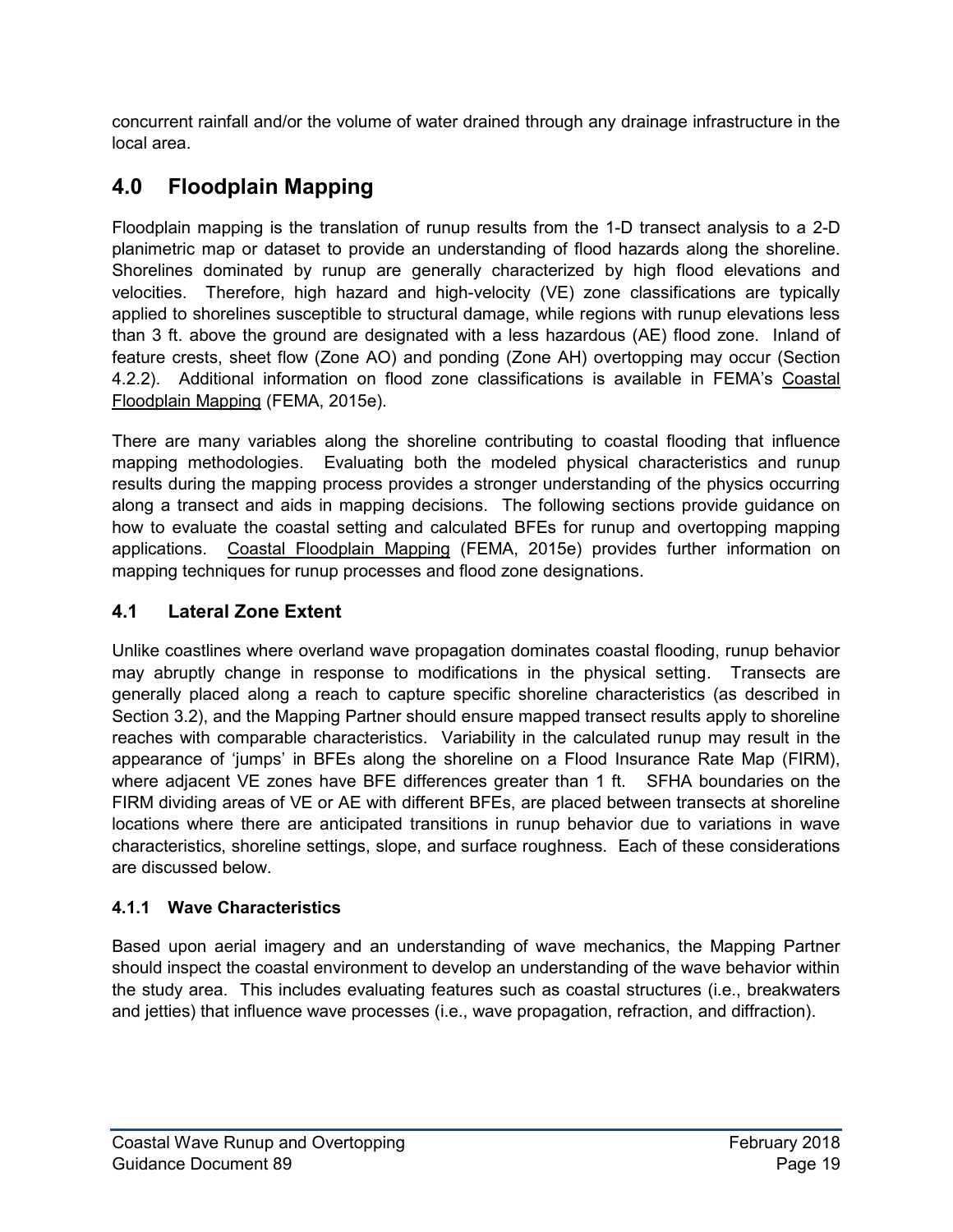concurrent rainfall and/or the volume of water drained through any drainage infrastructure in the local area.

# 4.0 Floodplain Mapping

Floodplain mapping is the translation of runup results from the 1-D transect analysis to a 2-D planimetric map or dataset to provide an understanding of flood hazards along the shoreline. Shorelines dominated by runup are generally characterized by high flood elevations and velocities. Therefore, high hazard and high-velocity (VE) zone classifications are typically applied to shorelines susceptible to structural damage, while regions with runup elevations less than 3 ft. above the ground are designated with a less hazardous (AE) flood zone. Inland of feature crests, sheet flow (Zone AO) and ponding (Zone AH) overtopping may occur (Section 4.2.2). Additional information on flood zone classifications is available in FEMA's Coastal Floodplain Mapping (FEMA, 2015e).

There are many variables along the shoreline contributing to coastal flooding that influence mapping methodologies. Evaluating both the modeled physical characteristics and runup results during the mapping process provides a stronger understanding of the physics occurring along a transect and aids in mapping decisions. The following sections provide guidance on how to evaluate the coastal setting and calculated BFEs for runup and overtopping mapping applications. Coastal Floodplain Mapping (FEMA, 2015e) provides further information on mapping techniques for runup processes and flood zone designations.

## 4.1 Lateral Zone Extent

Unlike coastlines where overland wave propagation dominates coastal flooding, runup behavior may abruptly change in response to modifications in the physical setting. Transects are generally placed along a reach to capture specific shoreline characteristics (as described in Section 3.2), and the Mapping Partner should ensure mapped transect results apply to shoreline reaches with comparable characteristics. Variability in the calculated runup may result in the appearance of 'jumps' in BFEs along the shoreline on a Flood Insurance Rate Map (FIRM), where adjacent VE zones have BFE differences greater than 1 ft. SFHA boundaries on the FIRM dividing areas of VE or AE with different BFEs, are placed between transects at shoreline locations where there are anticipated transitions in runup behavior due to variations in wave characteristics, shoreline settings, slope, and surface roughness. Each of these considerations are discussed below.

### 4.1.1 Wave Characteristics

Based upon aerial imagery and an understanding of wave mechanics, the Mapping Partner should inspect the coastal environment to develop an understanding of the wave behavior within the study area. This includes evaluating features such as coastal structures (i.e., breakwaters and jetties) that influence wave processes (i.e., wave propagation, refraction, and diffraction).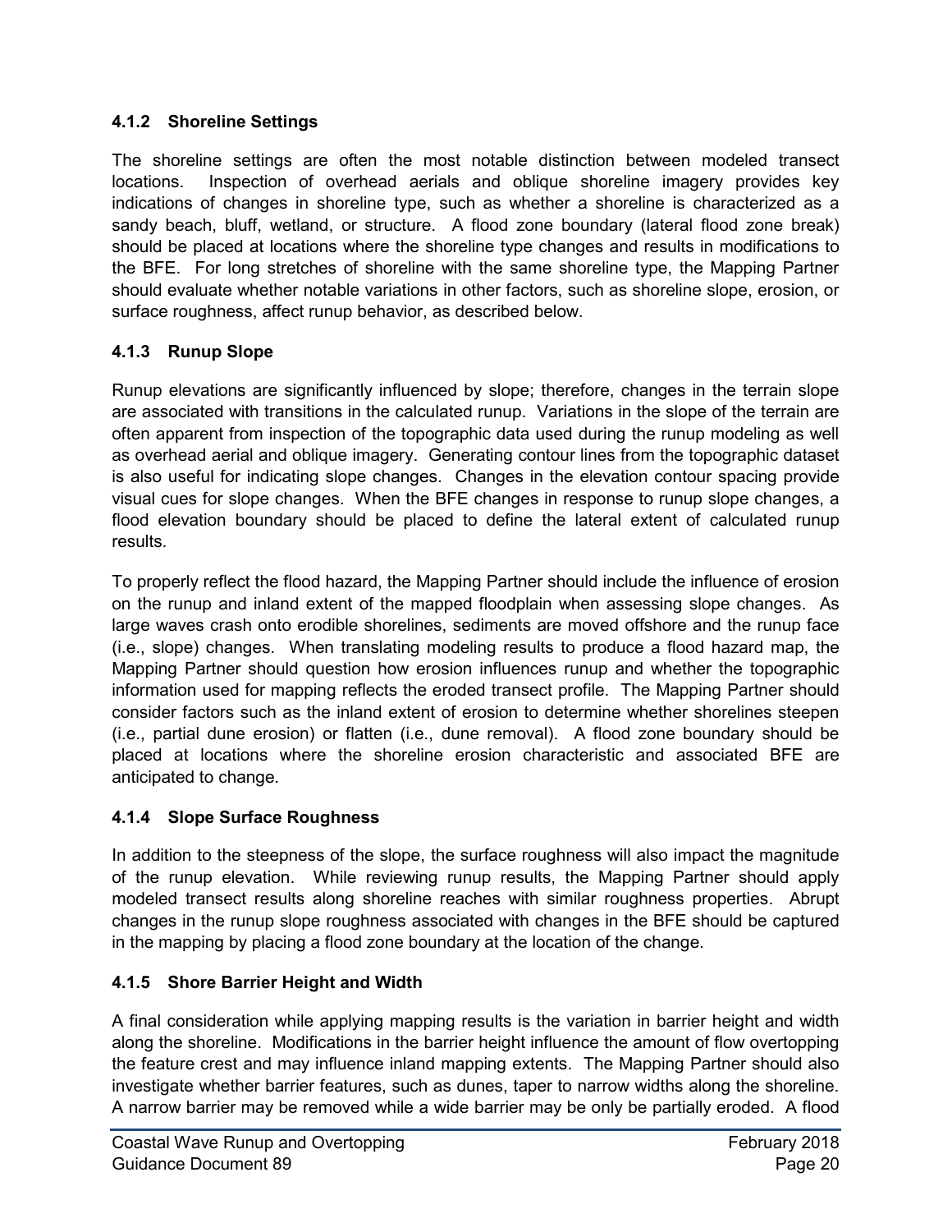### 4.1.2 Shoreline Settings

The shoreline settings are often the most notable distinction between modeled transect locations. Inspection of overhead aerials and oblique shoreline imagery provides key indications of changes in shoreline type, such as whether a shoreline is characterized as a sandy beach, bluff, wetland, or structure. A flood zone boundary (lateral flood zone break) should be placed at locations where the shoreline type changes and results in modifications to the BFE. For long stretches of shoreline with the same shoreline type, the Mapping Partner should evaluate whether notable variations in other factors, such as shoreline slope, erosion, or surface roughness, affect runup behavior, as described below.

### 4.1.3 Runup Slope

Runup elevations are significantly influenced by slope; therefore, changes in the terrain slope are associated with transitions in the calculated runup. Variations in the slope of the terrain are often apparent from inspection of the topographic data used during the runup modeling as well as overhead aerial and oblique imagery. Generating contour lines from the topographic dataset is also useful for indicating slope changes. Changes in the elevation contour spacing provide visual cues for slope changes. When the BFE changes in response to runup slope changes, a flood elevation boundary should be placed to define the lateral extent of calculated runup results.

To properly reflect the flood hazard, the Mapping Partner should include the influence of erosion on the runup and inland extent of the mapped floodplain when assessing slope changes. As large waves crash onto erodible shorelines, sediments are moved offshore and the runup face (i.e., slope) changes. When translating modeling results to produce a flood hazard map, the Mapping Partner should question how erosion influences runup and whether the topographic information used for mapping reflects the eroded transect profile. The Mapping Partner should consider factors such as the inland extent of erosion to determine whether shorelines steepen (i.e., partial dune erosion) or flatten (i.e., dune removal). A flood zone boundary should be placed at locations where the shoreline erosion characteristic and associated BFE are anticipated to change.

### 4.1.4 Slope Surface Roughness

In addition to the steepness of the slope, the surface roughness will also impact the magnitude of the runup elevation. While reviewing runup results, the Mapping Partner should apply modeled transect results along shoreline reaches with similar roughness properties. Abrupt changes in the runup slope roughness associated with changes in the BFE should be captured in the mapping by placing a flood zone boundary at the location of the change.

### 4.1.5 Shore Barrier Height and Width

A final consideration while applying mapping results is the variation in barrier height and width along the shoreline. Modifications in the barrier height influence the amount of flow overtopping the feature crest and may influence inland mapping extents. The Mapping Partner should also investigate whether barrier features, such as dunes, taper to narrow widths along the shoreline. A narrow barrier may be removed while a wide barrier may be only be partially eroded. A flood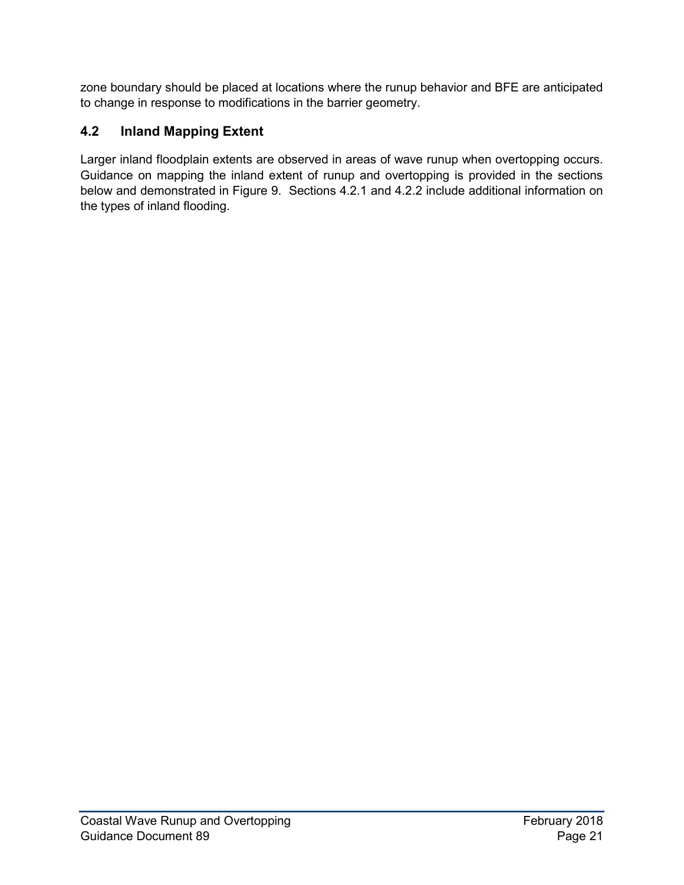zone boundary should be placed at locations where the runup behavior and BFE are anticipated to change in response to modifications in the barrier geometry.

## 4.2 Inland Mapping Extent

Larger inland floodplain extents are observed in areas of wave runup when overtopping occurs. Guidance on mapping the inland extent of runup and overtopping is provided in the sections below and demonstrated in Figure 9. Sections 4.2.1 and 4.2.2 include additional information on the types of inland flooding.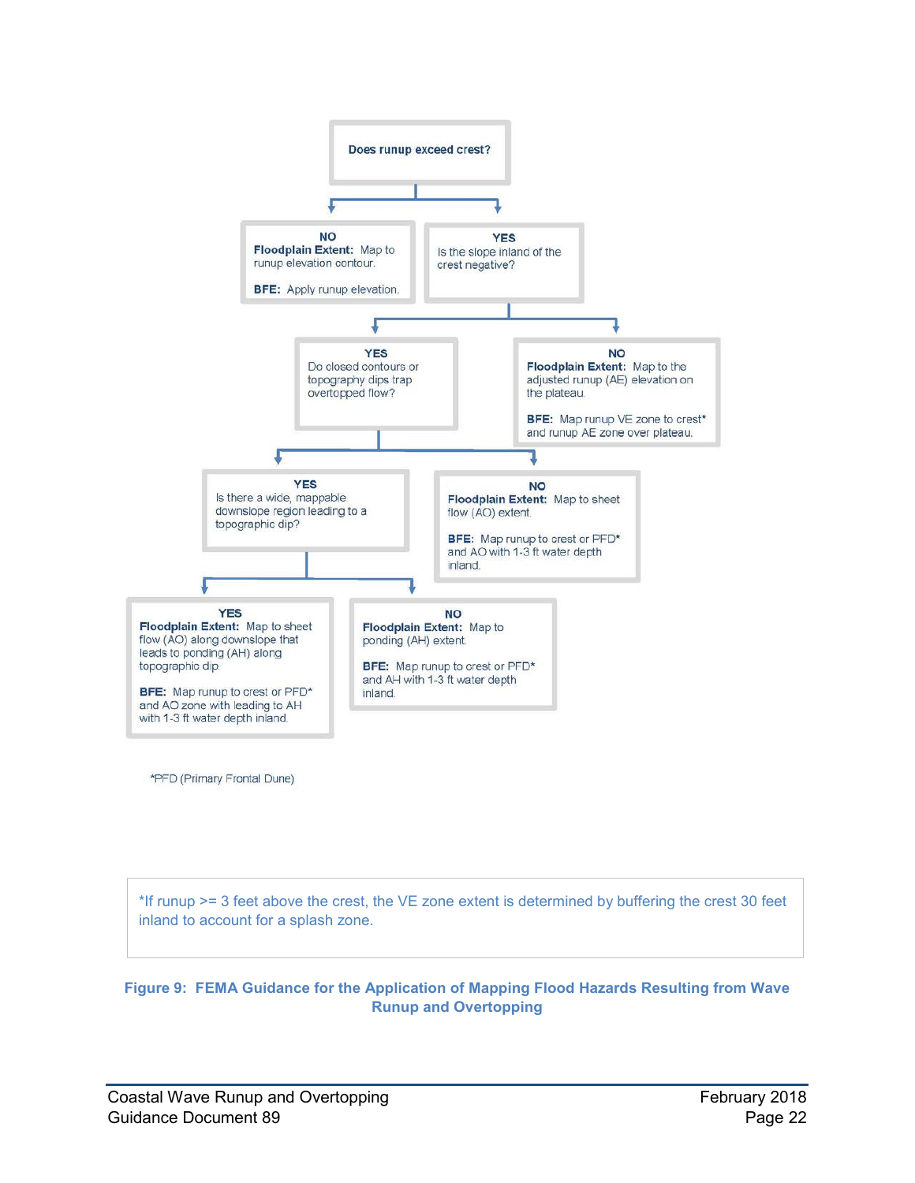Does runup exceed crest?

- **NO**
  - **Floodplain Extent:** Map to runup elevation contour.
  - **BFE:** Apply runup elevation.
- **YES** — Is the slope inland of the crest negative?
  - **YES** — Do closed contours or topography dips trap overtopped flow?
    - **YES** — Is there a wide, mappable downslope region leading to a topographic dip?
      - **YES**
        - **Floodplain Extent:** Map to sheet flow (AO) along downslope that leads to ponding (AH) along topographic dip.
        - **BFE:** Map runup to crest or PFD* and AO zone with leading to AH with 1-3 ft water depth inland.
      - **NO**
        - **Floodplain Extent:** Map to ponding (AH) extent.
        - **BFE:** Map runup to crest or PFD* and AH with 1-3 ft water depth inland.
    - **NO**
      - **Floodplain Extent:** Map to sheet flow (AO) extent.
      - **BFE:** Map runup to crest or PFD* and AO with 1-3 ft water depth inland.
  - **NO**
    - **Floodplain Extent:** Map to the adjusted runup (AE) elevation on the plateau.
    - **BFE:** Map runup VE zone to crest* and runup AE zone over plateau.

*PFD (Primary Frontal Dune)

*If runup >= 3 feet above the crest, the VE zone extent is determined by buffering the crest 30 feet inland to account for a splash zone.

**Figure 9: FEMA Guidance for the Application of Mapping Flood Hazards Resulting from Wave Runup and Overtopping**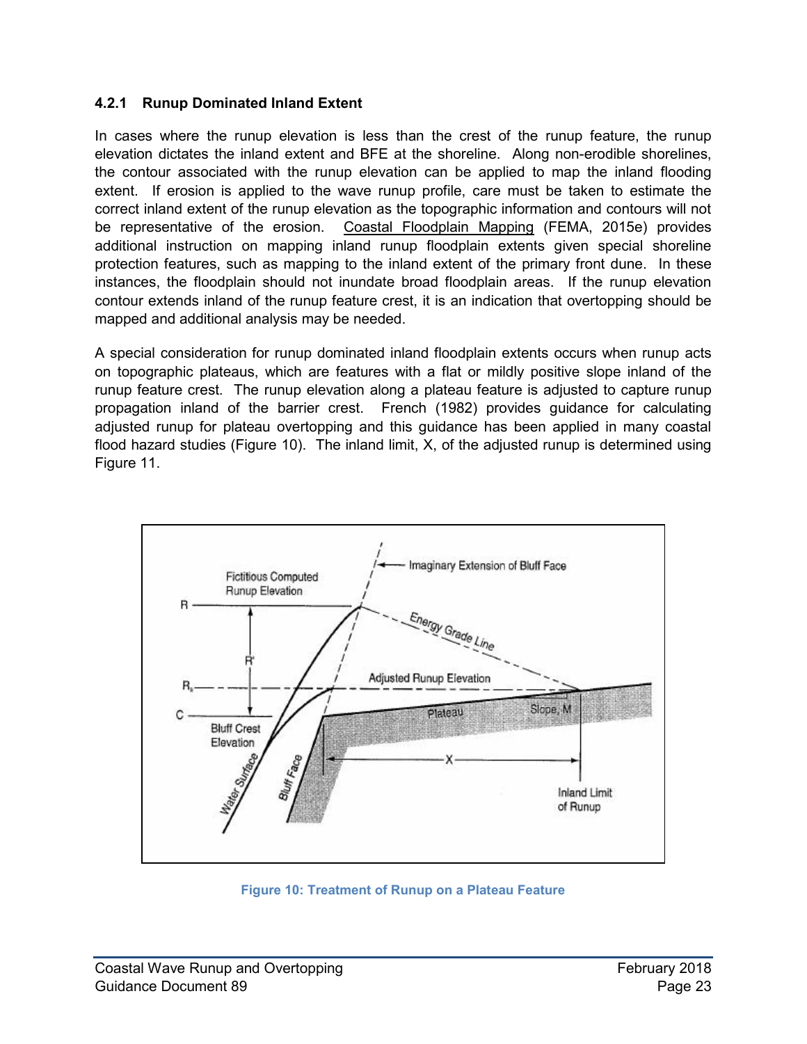### 4.2.1 Runup Dominated Inland Extent

In cases where the runup elevation is less than the crest of the runup feature, the runup elevation dictates the inland extent and BFE at the shoreline. Along non-erodible shorelines, the contour associated with the runup elevation can be applied to map the inland flooding extent. If erosion is applied to the wave runup profile, care must be taken to estimate the correct inland extent of the runup elevation as the topographic information and contours will not be representative of the erosion. Coastal Floodplain Mapping (FEMA, 2015e) provides additional instruction on mapping inland runup floodplain extents given special shoreline protection features, such as mapping to the inland extent of the primary front dune. In these instances, the floodplain should not inundate broad floodplain areas. If the runup elevation contour extends inland of the runup feature crest, it is an indication that overtopping should be mapped and additional analysis may be needed.

A special consideration for runup dominated inland floodplain extents occurs when runup acts on topographic plateaus, which are features with a flat or mildly positive slope inland of the runup feature crest. The runup elevation along a plateau feature is adjusted to capture runup propagation inland of the barrier crest. French (1982) provides guidance for calculating adjusted runup for plateau overtopping and this guidance has been applied in many coastal flood hazard studies (Figure 10). The inland limit, X, of the adjusted runup is determined using Figure 11.

Figure 10: Treatment of Runup on a Plateau Feature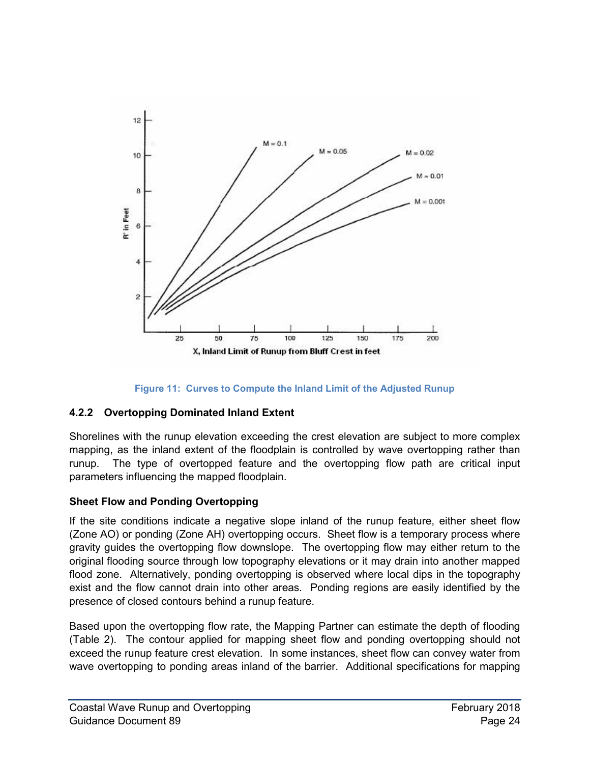Figure 11: Curves to Compute the Inland Limit of the Adjusted Runup

### 4.2.2 Overtopping Dominated Inland Extent

Shorelines with the runup elevation exceeding the crest elevation are subject to more complex mapping, as the inland extent of the floodplain is controlled by wave overtopping rather than runup. The type of overtopped feature and the overtopping flow path are critical input parameters influencing the mapped floodplain.

**Sheet Flow and Ponding Overtopping**

If the site conditions indicate a negative slope inland of the runup feature, either sheet flow (Zone AO) or ponding (Zone AH) overtopping occurs. Sheet flow is a temporary process where gravity guides the overtopping flow downslope. The overtopping flow may either return to the original flooding source through low topography elevations or it may drain into another mapped flood zone. Alternatively, ponding overtopping is observed where local dips in the topography exist and the flow cannot drain into other areas. Ponding regions are easily identified by the presence of closed contours behind a runup feature.

Based upon the overtopping flow rate, the Mapping Partner can estimate the depth of flooding (Table 2). The contour applied for mapping sheet flow and ponding overtopping should not exceed the runup feature crest elevation. In some instances, sheet flow can convey water from wave overtopping to ponding areas inland of the barrier. Additional specifications for mapping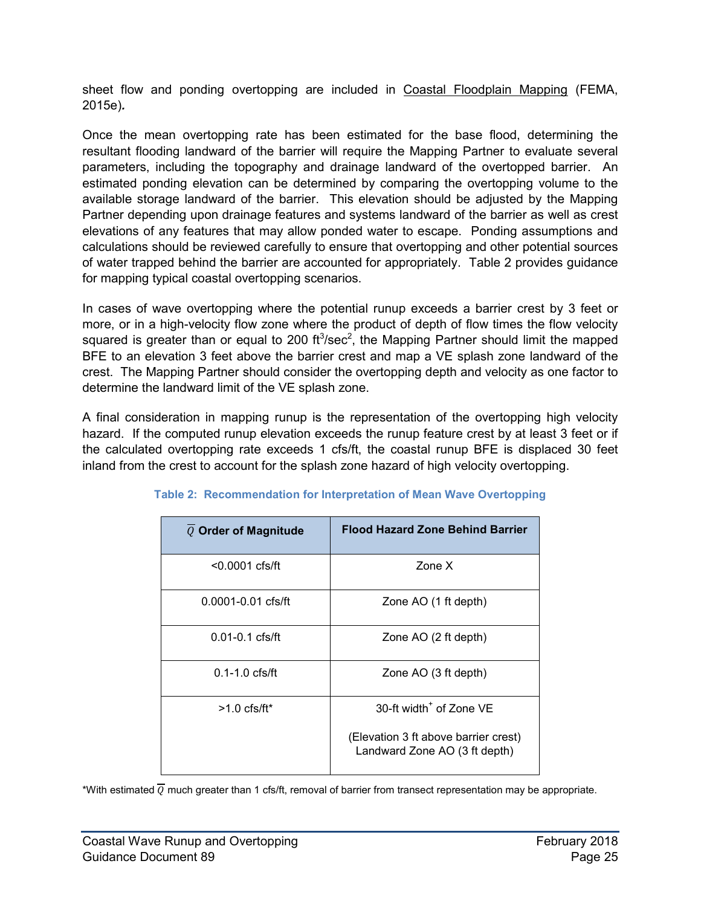sheet flow and ponding overtopping are included in Coastal Floodplain Mapping (FEMA, 2015e).

Once the mean overtopping rate has been estimated for the base flood, determining the resultant flooding landward of the barrier will require the Mapping Partner to evaluate several parameters, including the topography and drainage landward of the overtopped barrier. An estimated ponding elevation can be determined by comparing the overtopping volume to the available storage landward of the barrier. This elevation should be adjusted by the Mapping Partner depending upon drainage features and systems landward of the barrier as well as crest elevations of any features that may allow ponded water to escape. Ponding assumptions and calculations should be reviewed carefully to ensure that overtopping and other potential sources of water trapped behind the barrier are accounted for appropriately. Table 2 provides guidance for mapping typical coastal overtopping scenarios.

In cases of wave overtopping where the potential runup exceeds a barrier crest by 3 feet or more, or in a high-velocity flow zone where the product of depth of flow times the flow velocity squared is greater than or equal to 200 $ft^3/sec^2$, the Mapping Partner should limit the mapped BFE to an elevation 3 feet above the barrier crest and map a VE splash zone landward of the crest. The Mapping Partner should consider the overtopping depth and velocity as one factor to determine the landward limit of the VE splash zone.

A final consideration in mapping runup is the representation of the overtopping high velocity hazard. If the computed runup elevation exceeds the runup feature crest by at least 3 feet or if the calculated overtopping rate exceeds 1 cfs/ft, the coastal runup BFE is displaced 30 feet inland from the crest to account for the splash zone hazard of high velocity overtopping.

**Table 2: Recommendation for Interpretation of Mean Wave Overtopping**

| $\overline{Q}$ Order of Magnitude | Flood Hazard Zone Behind Barrier |
|---|---|
| <0.0001 cfs/ft | Zone X |
| 0.0001-0.01 cfs/ft | Zone AO (1 ft depth) |
| 0.01-0.1 cfs/ft | Zone AO (2 ft depth) |
| 0.1-1.0 cfs/ft | Zone AO (3 ft depth) |
| >1.0 cfs/ft* | 30-ft width+ of Zone VE<br><br>(Elevation 3 ft above barrier crest)<br>Landward Zone AO (3 ft depth) |

*With estimated $\overline{Q}$ much greater than 1 cfs/ft, removal of barrier from transect representation may be appropriate.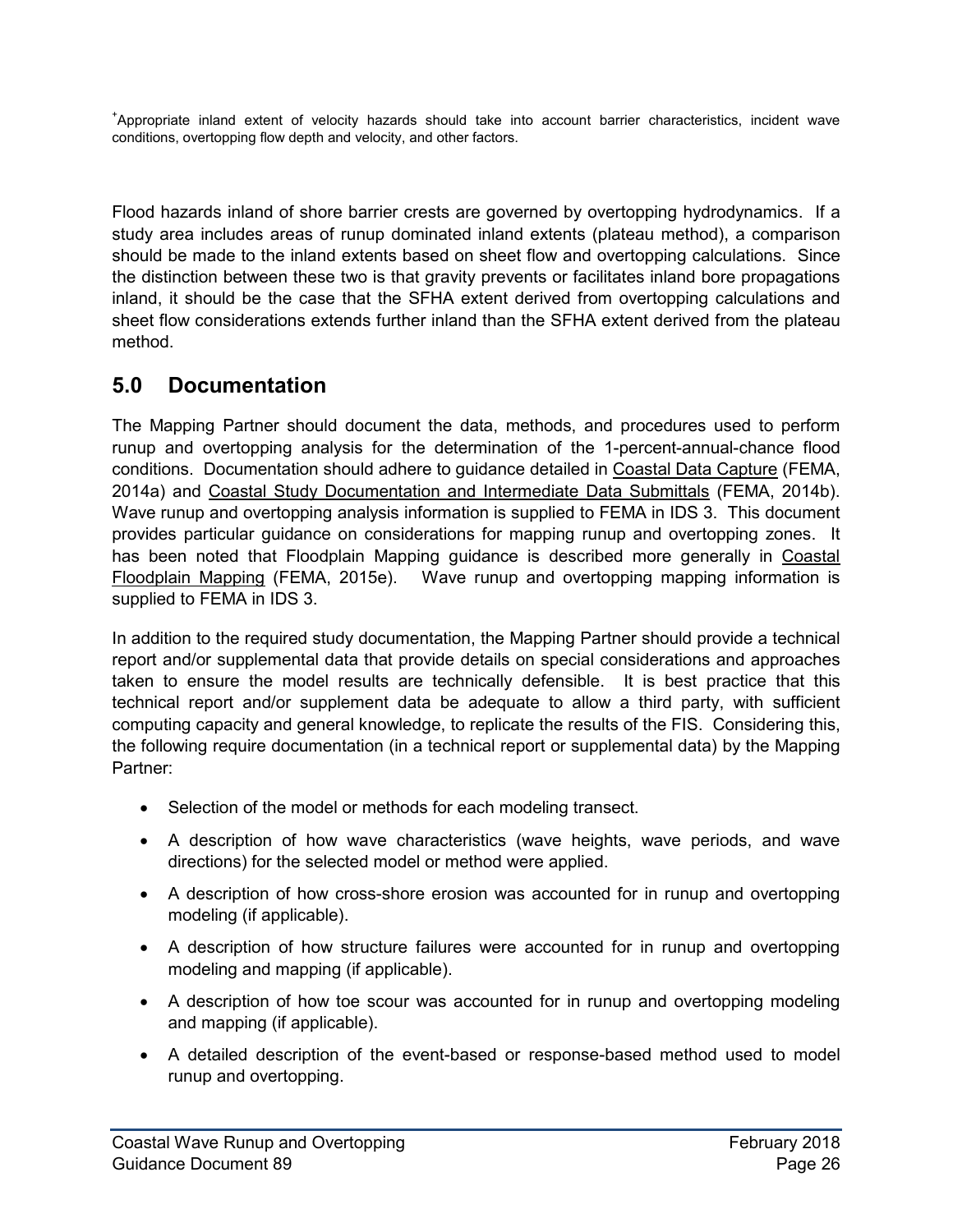[+]Appropriate inland extent of velocity hazards should take into account barrier characteristics, incident wave conditions, overtopping flow depth and velocity, and other factors.

Flood hazards inland of shore barrier crests are governed by overtopping hydrodynamics. If a study area includes areas of runup dominated inland extents (plateau method), a comparison should be made to the inland extents based on sheet flow and overtopping calculations. Since the distinction between these two is that gravity prevents or facilitates inland bore propagations inland, it should be the case that the SFHA extent derived from overtopping calculations and sheet flow considerations extends further inland than the SFHA extent derived from the plateau method.

## 5.0 Documentation

The Mapping Partner should document the data, methods, and procedures used to perform runup and overtopping analysis for the determination of the 1-percent-annual-chance flood conditions. Documentation should adhere to guidance detailed in Coastal Data Capture (FEMA, 2014a) and Coastal Study Documentation and Intermediate Data Submittals (FEMA, 2014b). Wave runup and overtopping analysis information is supplied to FEMA in IDS 3. This document provides particular guidance on considerations for mapping runup and overtopping zones. It has been noted that Floodplain Mapping guidance is described more generally in Coastal Floodplain Mapping (FEMA, 2015e). Wave runup and overtopping mapping information is supplied to FEMA in IDS 3.

In addition to the required study documentation, the Mapping Partner should provide a technical report and/or supplemental data that provide details on special considerations and approaches taken to ensure the model results are technically defensible. It is best practice that this technical report and/or supplement data be adequate to allow a third party, with sufficient computing capacity and general knowledge, to replicate the results of the FIS. Considering this, the following require documentation (in a technical report or supplemental data) by the Mapping Partner:

- Selection of the model or methods for each modeling transect.
- A description of how wave characteristics (wave heights, wave periods, and wave directions) for the selected model or method were applied.
- A description of how cross-shore erosion was accounted for in runup and overtopping modeling (if applicable).
- A description of how structure failures were accounted for in runup and overtopping modeling and mapping (if applicable).
- A description of how toe scour was accounted for in runup and overtopping modeling and mapping (if applicable).
- A detailed description of the event-based or response-based method used to model runup and overtopping.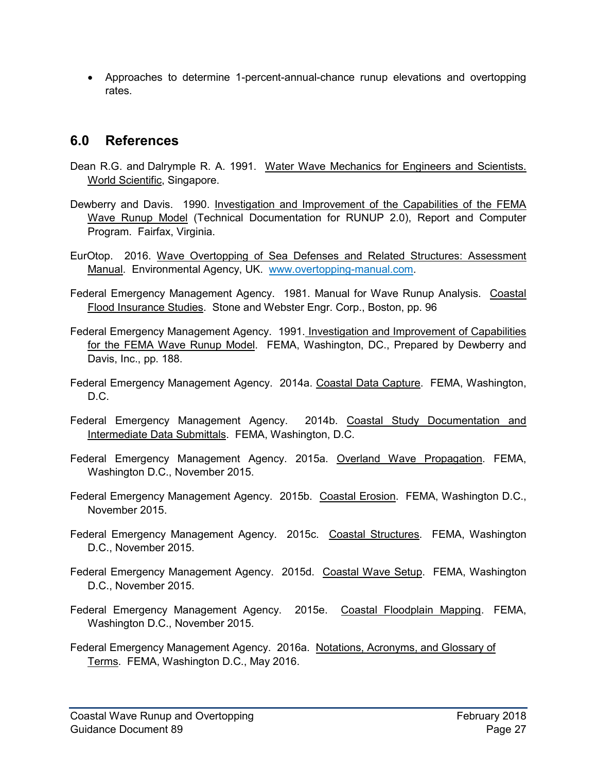- Approaches to determine 1-percent-annual-chance runup elevations and overtopping rates.

## 6.0 References

Dean R.G. and Dalrymple R. A. 1991. Water Wave Mechanics for Engineers and Scientists. World Scientific, Singapore.

Dewberry and Davis. 1990. Investigation and Improvement of the Capabilities of the FEMA Wave Runup Model (Technical Documentation for RUNUP 2.0), Report and Computer Program. Fairfax, Virginia.

EurOtop. 2016. Wave Overtopping of Sea Defenses and Related Structures: Assessment Manual. Environmental Agency, UK. www.overtopping-manual.com.

Federal Emergency Management Agency. 1981. Manual for Wave Runup Analysis. Coastal Flood Insurance Studies. Stone and Webster Engr. Corp., Boston, pp. 96

Federal Emergency Management Agency. 1991. Investigation and Improvement of Capabilities for the FEMA Wave Runup Model. FEMA, Washington, DC., Prepared by Dewberry and Davis, Inc., pp. 188.

Federal Emergency Management Agency. 2014a. Coastal Data Capture. FEMA, Washington, D.C.

Federal Emergency Management Agency. 2014b. Coastal Study Documentation and Intermediate Data Submittals. FEMA, Washington, D.C.

Federal Emergency Management Agency. 2015a. Overland Wave Propagation. FEMA, Washington D.C., November 2015.

Federal Emergency Management Agency. 2015b. Coastal Erosion. FEMA, Washington D.C., November 2015.

Federal Emergency Management Agency. 2015c. Coastal Structures. FEMA, Washington D.C., November 2015.

Federal Emergency Management Agency. 2015d. Coastal Wave Setup. FEMA, Washington D.C., November 2015.

Federal Emergency Management Agency. 2015e. Coastal Floodplain Mapping. FEMA, Washington D.C., November 2015.

Federal Emergency Management Agency. 2016a. Notations, Acronyms, and Glossary of Terms. FEMA, Washington D.C., May 2016.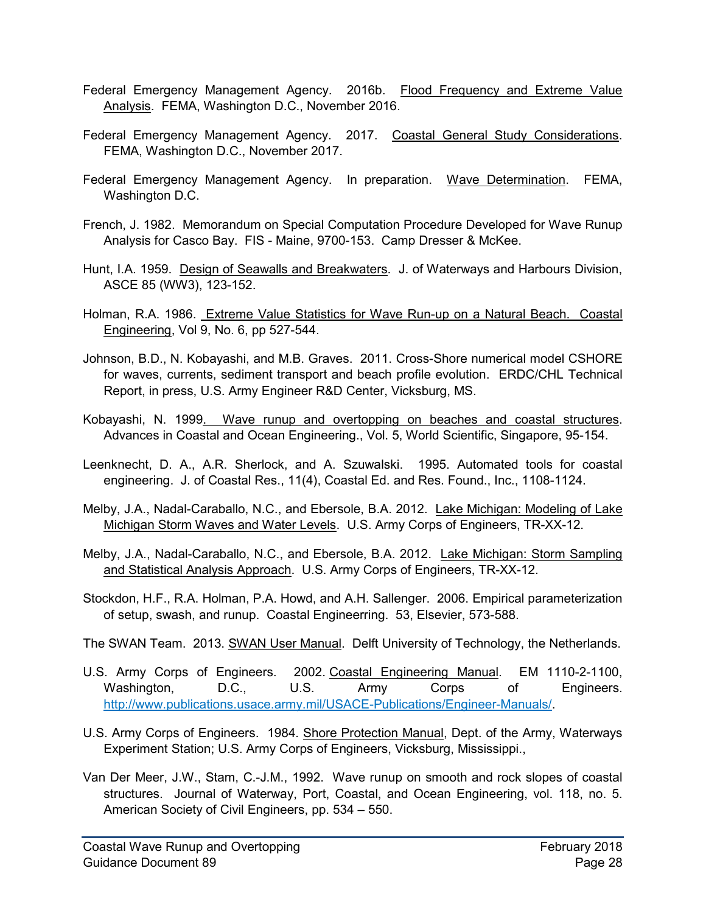Federal Emergency Management Agency. 2016b. Flood Frequency and Extreme Value Analysis. FEMA, Washington D.C., November 2016.

Federal Emergency Management Agency. 2017. Coastal General Study Considerations. FEMA, Washington D.C., November 2017.

Federal Emergency Management Agency. In preparation. Wave Determination. FEMA, Washington D.C.

French, J. 1982. Memorandum on Special Computation Procedure Developed for Wave Runup Analysis for Casco Bay. FIS - Maine, 9700-153. Camp Dresser & McKee.

Hunt, I.A. 1959. Design of Seawalls and Breakwaters. J. of Waterways and Harbours Division, ASCE 85 (WW3), 123-152.

Holman, R.A. 1986. Extreme Value Statistics for Wave Run-up on a Natural Beach. Coastal Engineering, Vol 9, No. 6, pp 527-544.

Johnson, B.D., N. Kobayashi, and M.B. Graves. 2011. Cross-Shore numerical model CSHORE for waves, currents, sediment transport and beach profile evolution. ERDC/CHL Technical Report, in press, U.S. Army Engineer R&D Center, Vicksburg, MS.

Kobayashi, N. 1999. Wave runup and overtopping on beaches and coastal structures. Advances in Coastal and Ocean Engineering., Vol. 5, World Scientific, Singapore, 95-154.

Leenknecht, D. A., A.R. Sherlock, and A. Szuwalski. 1995. Automated tools for coastal engineering. J. of Coastal Res., 11(4), Coastal Ed. and Res. Found., Inc., 1108-1124.

Melby, J.A., Nadal-Caraballo, N.C., and Ebersole, B.A. 2012. Lake Michigan: Modeling of Lake Michigan Storm Waves and Water Levels. U.S. Army Corps of Engineers, TR-XX-12.

Melby, J.A., Nadal-Caraballo, N.C., and Ebersole, B.A. 2012. Lake Michigan: Storm Sampling and Statistical Analysis Approach. U.S. Army Corps of Engineers, TR-XX-12.

Stockdon, H.F., R.A. Holman, P.A. Howd, and A.H. Sallenger. 2006. Empirical parameterization of setup, swash, and runup. Coastal Engineerring. 53, Elsevier, 573-588.

The SWAN Team. 2013. SWAN User Manual. Delft University of Technology, the Netherlands.

U.S. Army Corps of Engineers. 2002. Coastal Engineering Manual. EM 1110-2-1100, Washington, D.C., U.S. Army Corps of Engineers. http://www.publications.usace.army.mil/USACE-Publications/Engineer-Manuals/.

U.S. Army Corps of Engineers. 1984. Shore Protection Manual, Dept. of the Army, Waterways Experiment Station; U.S. Army Corps of Engineers, Vicksburg, Mississippi.,

Van Der Meer, J.W., Stam, C.-J.M., 1992. Wave runup on smooth and rock slopes of coastal structures. Journal of Waterway, Port, Coastal, and Ocean Engineering, vol. 118, no. 5. American Society of Civil Engineers, pp. 534 – 550.